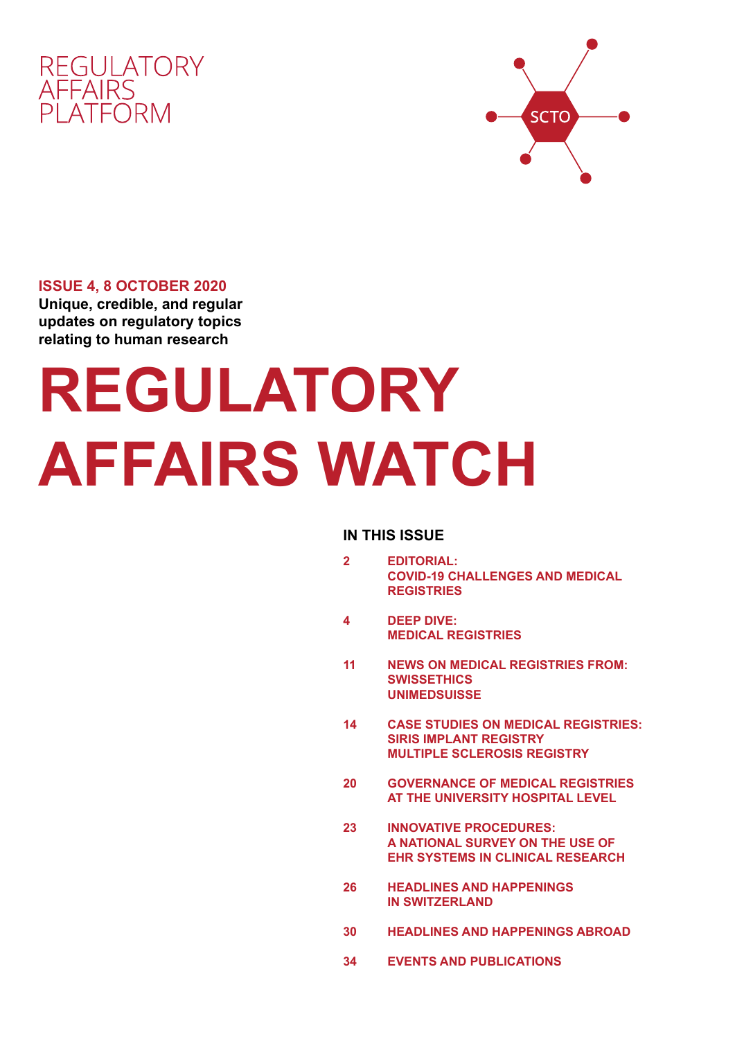REGULATORY
AFFAIRS
PLATFORM

SCTO

**ISSUE 4, 8 OCTOBER 2020**

**Unique, credible, and regular updates on regulatory topics relating to human research**

# REGULATORY AFFAIRS WATCH

## IN THIS ISSUE

| | |
|---|---|
| 2 | EDITORIAL: COVID-19 CHALLENGES AND MEDICAL REGISTRIES |
| 4 | DEEP DIVE: MEDICAL REGISTRIES |
| 11 | NEWS ON MEDICAL REGISTRIES FROM: SWISSETHICS UNIMEDSUISSE |
| 14 | CASE STUDIES ON MEDICAL REGISTRIES: SIRIS IMPLANT REGISTRY MULTIPLE SCLEROSIS REGISTRY |
| 20 | GOVERNANCE OF MEDICAL REGISTRIES AT THE UNIVERSITY HOSPITAL LEVEL |
| 23 | INNOVATIVE PROCEDURES: A NATIONAL SURVEY ON THE USE OF EHR SYSTEMS IN CLINICAL RESEARCH |
| 26 | HEADLINES AND HAPPENINGS IN SWITZERLAND |
| 30 | HEADLINES AND HAPPENINGS ABROAD |
| 34 | EVENTS AND PUBLICATIONS |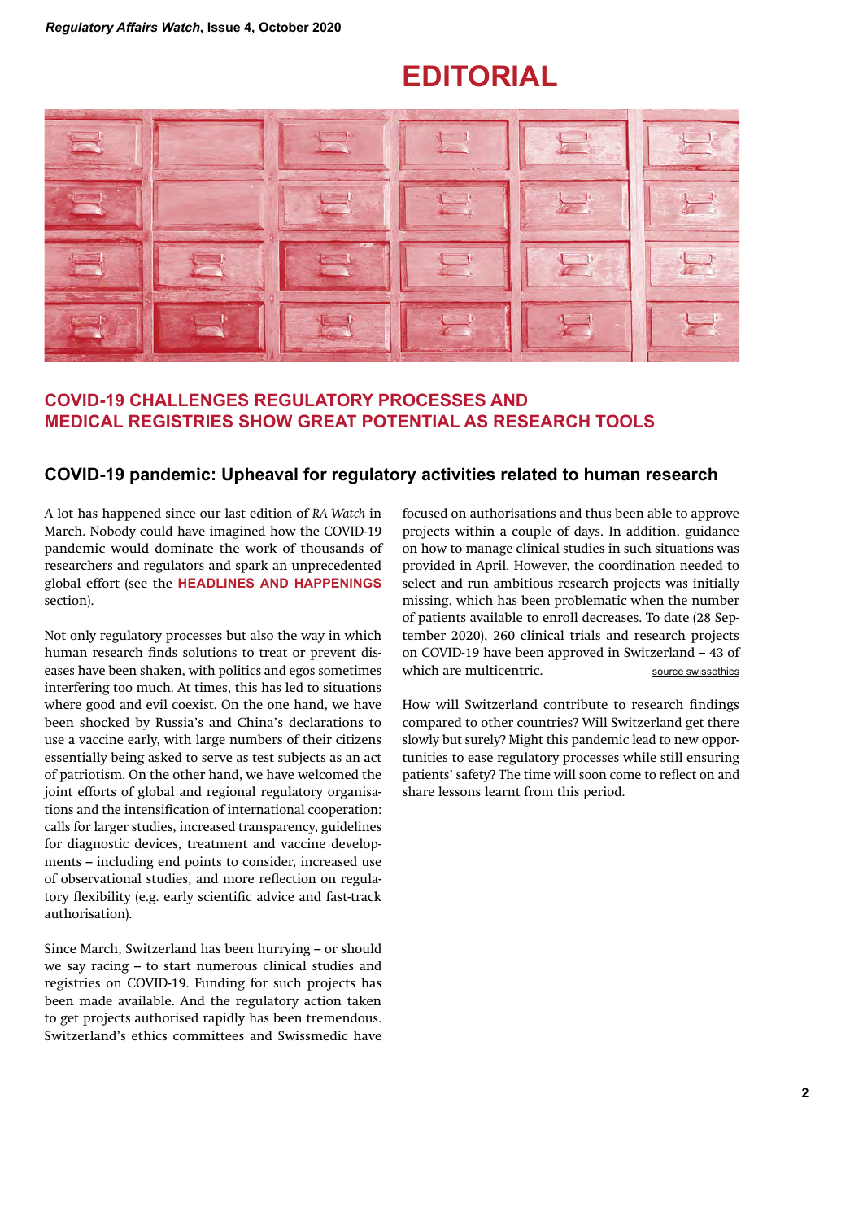# EDITORIAL

## COVID-19 CHALLENGES REGULATORY PROCESSES AND MEDICAL REGISTRIES SHOW GREAT POTENTIAL AS RESEARCH TOOLS

### COVID-19 pandemic: Upheaval for regulatory activities related to human research

A lot has happened since our last edition of *RA Watch* in March. Nobody could have imagined how the COVID-19 pandemic would dominate the work of thousands of researchers and regulators and spark an unprecedented global effort (see the **HEADLINES AND HAPPENINGS** section).

Not only regulatory processes but also the way in which human research finds solutions to treat or prevent diseases have been shaken, with politics and egos sometimes interfering too much. At times, this has led to situations where good and evil coexist. On the one hand, we have been shocked by Russia's and China's declarations to use a vaccine early, with large numbers of their citizens essentially being asked to serve as test subjects as an act of patriotism. On the other hand, we have welcomed the joint efforts of global and regional regulatory organisations and the intensification of international cooperation: calls for larger studies, increased transparency, guidelines for diagnostic devices, treatment and vaccine developments – including end points to consider, increased use of observational studies, and more reflection on regulatory flexibility (e.g. early scientific advice and fast-track authorisation).

Since March, Switzerland has been hurrying – or should we say racing – to start numerous clinical studies and registries on COVID-19. Funding for such projects has been made available. And the regulatory action taken to get projects authorised rapidly has been tremendous. Switzerland's ethics committees and Swissmedic have focused on authorisations and thus been able to approve projects within a couple of days. In addition, guidance on how to manage clinical studies in such situations was provided in April. However, the coordination needed to select and run ambitious research projects was initially missing, which has been problematic when the number of patients available to enroll decreases. To date (28 September 2020), 260 clinical trials and research projects on COVID-19 have been approved in Switzerland – 43 of which are multicentric.

source swissethics

How will Switzerland contribute to research findings compared to other countries? Will Switzerland get there slowly but surely? Might this pandemic lead to new opportunities to ease regulatory processes while still ensuring patients' safety? The time will soon come to reflect on and share lessons learnt from this period.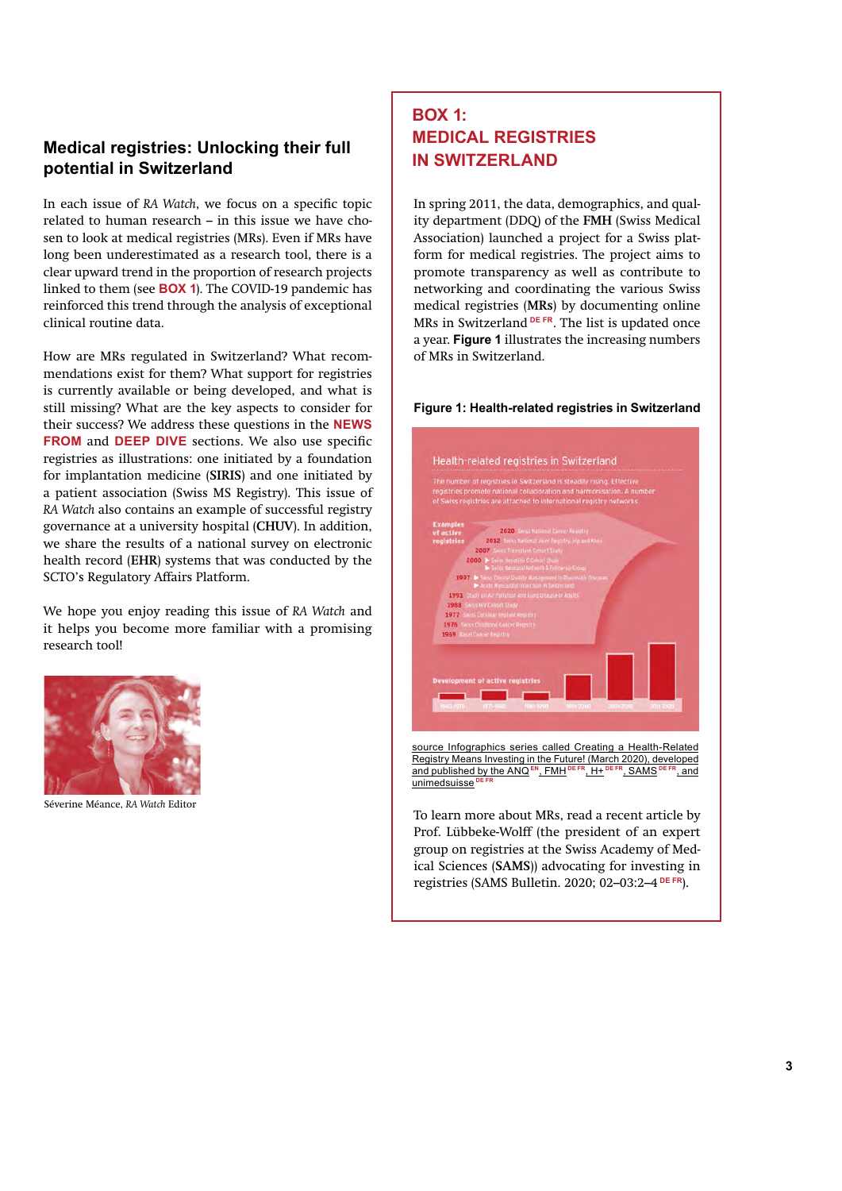## Medical registries: Unlocking their full potential in Switzerland

In each issue of *RA Watch*, we focus on a specific topic related to human research – in this issue we have chosen to look at medical registries (MRs). Even if MRs have long been underestimated as a research tool, there is a clear upward trend in the proportion of research projects linked to them (see **BOX 1**). The COVID-19 pandemic has reinforced this trend through the analysis of exceptional clinical routine data.

How are MRs regulated in Switzerland? What recommendations exist for them? What support for registries is currently available or being developed, and what is still missing? What are the key aspects to consider for their success? We address these questions in the **NEWS FROM** and **DEEP DIVE** sections. We also use specific registries as illustrations: one initiated by a foundation for implantation medicine (**SIRIS**) and one initiated by a patient association (Swiss MS Registry). This issue of *RA Watch* also contains an example of successful registry governance at a university hospital (**CHUV**). In addition, we share the results of a national survey on electronic health record (**EHR**) systems that was conducted by the SCTO's Regulatory Affairs Platform.

We hope you enjoy reading this issue of *RA Watch* and it helps you become more familiar with a promising research tool!

Séverine Méance, *RA Watch* Editor

## BOX 1: MEDICAL REGISTRIES IN SWITZERLAND

In spring 2011, the data, demographics, and quality department (DDQ) of the **FMH** (Swiss Medical Association) launched a project for a Swiss platform for medical registries. The project aims to promote transparency as well as contribute to networking and coordinating the various Swiss medical registries (**MRs**) by documenting online MRs in Switzerland DE FR. The list is updated once a year. **Figure 1** illustrates the increasing numbers of MRs in Switzerland.

**Figure 1: Health-related registries in Switzerland**

source Infographics series called Creating a Health-Related Registry Means Investing in the Future! (March 2020), developed and published by the ANQ EN, FMH DE FR, H+ DE FR, SAMS DE FR, and unimedsuisse DE FR

To learn more about MRs, read a recent article by Prof. Lübbeke-Wolff (the president of an expert group on registries at the Swiss Academy of Medical Sciences (**SAMS**)) advocating for investing in registries (SAMS Bulletin. 2020; 02–03:2–4 DE FR).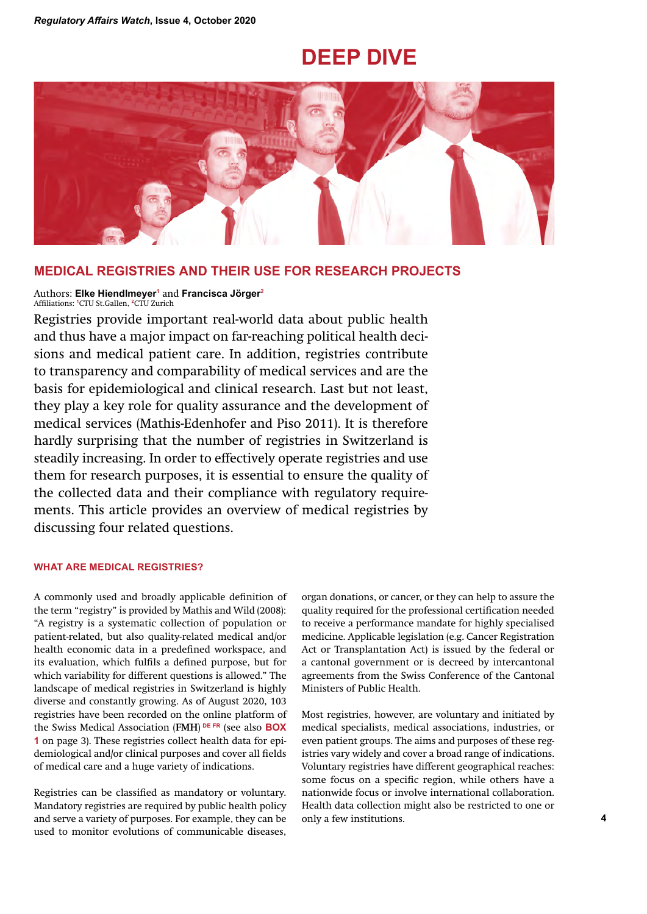# DEEP DIVE

## MEDICAL REGISTRIES AND THEIR USE FOR RESEARCH PROJECTS

Authors: **Elke Hiendlmeyer**[1] and **Francisca Jörger**[2]
Affiliations: [1]CTU St.Gallen, [2]CTU Zurich

Registries provide important real-world data about public health and thus have a major impact on far-reaching political health decisions and medical patient care. In addition, registries contribute to transparency and comparability of medical services and are the basis for epidemiological and clinical research. Last but not least, they play a key role for quality assurance and the development of medical services (Mathis-Edenhofer and Piso 2011). It is therefore hardly surprising that the number of registries in Switzerland is steadily increasing. In order to effectively operate registries and use them for research purposes, it is essential to ensure the quality of the collected data and their compliance with regulatory requirements. This article provides an overview of medical registries by discussing four related questions.

### WHAT ARE MEDICAL REGISTRIES?

A commonly used and broadly applicable definition of the term "registry" is provided by Mathis and Wild (2008): "A registry is a systematic collection of population or patient-related, but also quality-related medical and/or health economic data in a predefined workspace, and its evaluation, which fulfils a defined purpose, but for which variability for different questions is allowed." The landscape of medical registries in Switzerland is highly diverse and constantly growing. As of August 2020, 103 registries have been recorded on the online platform of the Swiss Medical Association (**FMH**) DE FR (see also **BOX 1** on page 3). These registries collect health data for epidemiological and/or clinical purposes and cover all fields of medical care and a huge variety of indications.

Registries can be classified as mandatory or voluntary. Mandatory registries are required by public health policy and serve a variety of purposes. For example, they can be used to monitor evolutions of communicable diseases, organ donations, or cancer, or they can help to assure the quality required for the professional certification needed to receive a performance mandate for highly specialised medicine. Applicable legislation (e.g. Cancer Registration Act or Transplantation Act) is issued by the federal or a cantonal government or is decreed by intercantonal agreements from the Swiss Conference of the Cantonal Ministers of Public Health.

Most registries, however, are voluntary and initiated by medical specialists, medical associations, industries, or even patient groups. The aims and purposes of these registries vary widely and cover a broad range of indications. Voluntary registries have different geographical reaches: some focus on a specific region, while others have a nationwide focus or involve international collaboration. Health data collection might also be restricted to one or only a few institutions.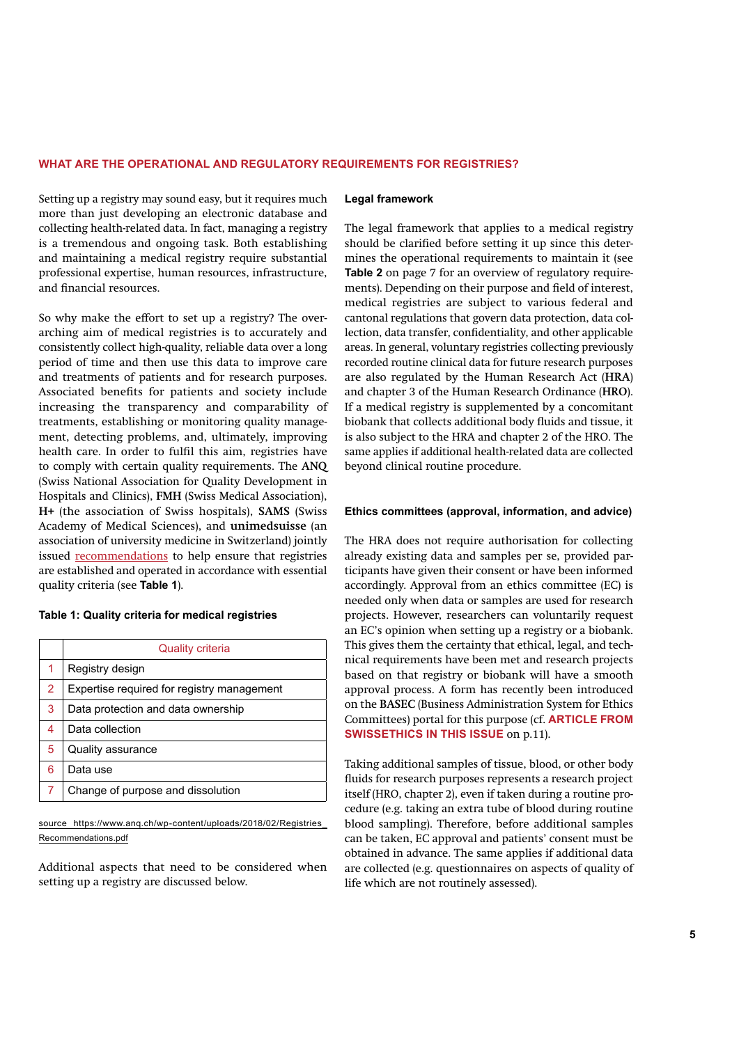## WHAT ARE THE OPERATIONAL AND REGULATORY REQUIREMENTS FOR REGISTRIES?

Setting up a registry may sound easy, but it requires much more than just developing an electronic database and collecting health-related data. In fact, managing a registry is a tremendous and ongoing task. Both establishing and maintaining a medical registry require substantial professional expertise, human resources, infrastructure, and financial resources.

So why make the effort to set up a registry? The overarching aim of medical registries is to accurately and consistently collect high-quality, reliable data over a long period of time and then use this data to improve care and treatments of patients and for research purposes. Associated benefits for patients and society include increasing the transparency and comparability of treatments, establishing or monitoring quality management, detecting problems, and, ultimately, improving health care. In order to fulfil this aim, registries have to comply with certain quality requirements. The **ANQ** (Swiss National Association for Quality Development in Hospitals and Clinics), **FMH** (Swiss Medical Association), **H+** (the association of Swiss hospitals), **SAMS** (Swiss Academy of Medical Sciences), and **unimedsuisse** (an association of university medicine in Switzerland) jointly issued recommendations to help ensure that registries are established and operated in accordance with essential quality criteria (see **Table 1**).

**Table 1: Quality criteria for medical registries**

| | Quality criteria |
|---|---|
| 1 | Registry design |
| 2 | Expertise required for registry management |
| 3 | Data protection and data ownership |
| 4 | Data collection |
| 5 | Quality assurance |
| 6 | Data use |
| 7 | Change of purpose and dissolution |

source https://www.anq.ch/wp-content/uploads/2018/02/Registries_Recommendations.pdf

Additional aspects that need to be considered when setting up a registry are discussed below.

### Legal framework

The legal framework that applies to a medical registry should be clarified before setting it up since this determines the operational requirements to maintain it (see **Table 2** on page 7 for an overview of regulatory requirements). Depending on their purpose and field of interest, medical registries are subject to various federal and cantonal regulations that govern data protection, data collection, data transfer, confidentiality, and other applicable areas. In general, voluntary registries collecting previously recorded routine clinical data for future research purposes are also regulated by the Human Research Act (**HRA**) and chapter 3 of the Human Research Ordinance (**HRO**). If a medical registry is supplemented by a concomitant biobank that collects additional body fluids and tissue, it is also subject to the HRA and chapter 2 of the HRO. The same applies if additional health-related data are collected beyond clinical routine procedure.

### Ethics committees (approval, information, and advice)

The HRA does not require authorisation for collecting already existing data and samples per se, provided participants have given their consent or have been informed accordingly. Approval from an ethics committee (EC) is needed only when data or samples are used for research projects. However, researchers can voluntarily request an EC's opinion when setting up a registry or a biobank. This gives them the certainty that ethical, legal, and technical requirements have been met and research projects based on that registry or biobank will have a smooth approval process. A form has recently been introduced on the **BASEC** (Business Administration System for Ethics Committees) portal for this purpose (cf. **ARTICLE FROM SWISSETHICS IN THIS ISSUE** on p.11).

Taking additional samples of tissue, blood, or other body fluids for research purposes represents a research project itself (HRO, chapter 2), even if taken during a routine procedure (e.g. taking an extra tube of blood during routine blood sampling). Therefore, before additional samples can be taken, EC approval and patients' consent must be obtained in advance. The same applies if additional data are collected (e.g. questionnaires on aspects of quality of life which are not routinely assessed).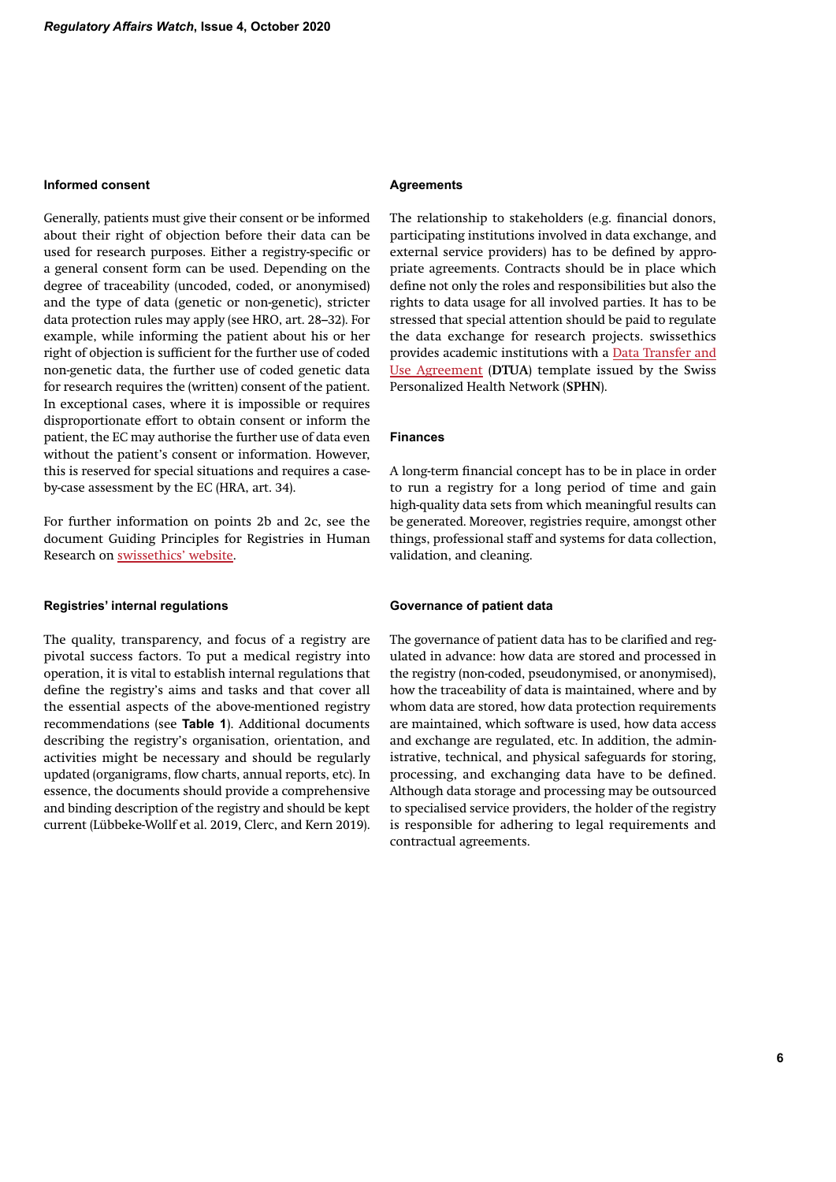### Informed consent

Generally, patients must give their consent or be informed about their right of objection before their data can be used for research purposes. Either a registry-specific or a general consent form can be used. Depending on the degree of traceability (uncoded, coded, or anonymised) and the type of data (genetic or non-genetic), stricter data protection rules may apply (see HRO, art. 28–32). For example, while informing the patient about his or her right of objection is sufficient for the further use of coded non-genetic data, the further use of coded genetic data for research requires the (written) consent of the patient. In exceptional cases, where it is impossible or requires disproportionate effort to obtain consent or inform the patient, the EC may authorise the further use of data even without the patient's consent or information. However, this is reserved for special situations and requires a case-by-case assessment by the EC (HRA, art. 34).

For further information on points 2b and 2c, see the document Guiding Principles for Registries in Human Research on swissethics' website.

### Registries' internal regulations

The quality, transparency, and focus of a registry are pivotal success factors. To put a medical registry into operation, it is vital to establish internal regulations that define the registry's aims and tasks and that cover all the essential aspects of the above-mentioned registry recommendations (see **Table 1**). Additional documents describing the registry's organisation, orientation, and activities might be necessary and should be regularly updated (organigrams, flow charts, annual reports, etc). In essence, the documents should provide a comprehensive and binding description of the registry and should be kept current (Lübbeke-Wolff et al. 2019, Clerc, and Kern 2019).

### Agreements

The relationship to stakeholders (e.g. financial donors, participating institutions involved in data exchange, and external service providers) has to be defined by appropriate agreements. Contracts should be in place which define not only the roles and responsibilities but also the rights to data usage for all involved parties. It has to be stressed that special attention should be paid to regulate the data exchange for research projects. swissethics provides academic institutions with a Data Transfer and Use Agreement (**DTUA**) template issued by the Swiss Personalized Health Network (**SPHN**).

### Finances

A long-term financial concept has to be in place in order to run a registry for a long period of time and gain high-quality data sets from which meaningful results can be generated. Moreover, registries require, amongst other things, professional staff and systems for data collection, validation, and cleaning.

### Governance of patient data

The governance of patient data has to be clarified and regulated in advance: how data are stored and processed in the registry (non-coded, pseudonymised, or anonymised), how the traceability of data is maintained, where and by whom data are stored, how data protection requirements are maintained, which software is used, how data access and exchange are regulated, etc. In addition, the administrative, technical, and physical safeguards for storing, processing, and exchanging data have to be defined. Although data storage and processing may be outsourced to specialised service providers, the holder of the registry is responsible for adhering to legal requirements and contractual agreements.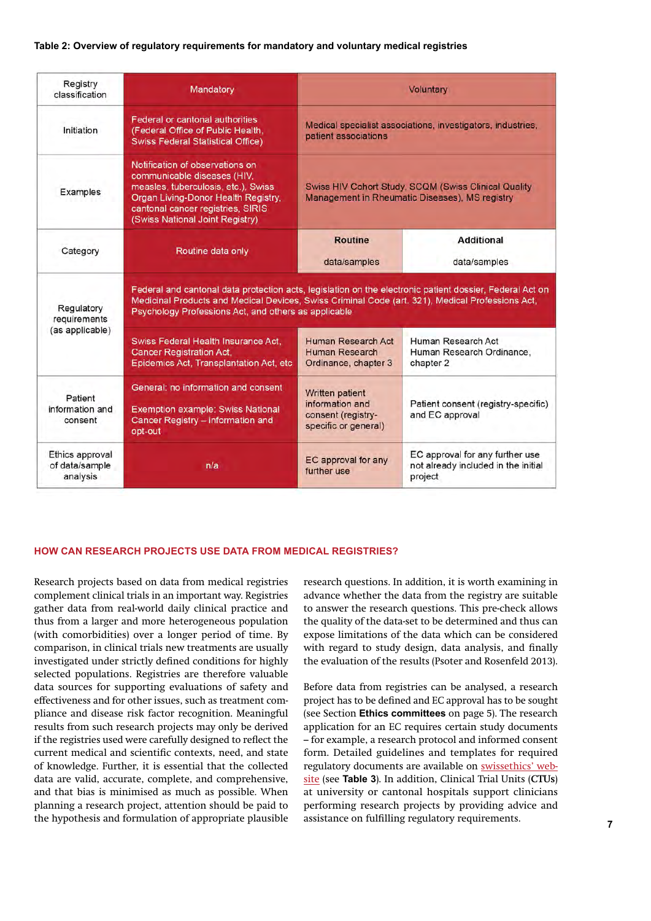**Table 2: Overview of regulatory requirements for mandatory and voluntary medical registries**

| Registry classification | Mandatory | Voluntary | |
|---|---|---|---|
| Initiation | Federal or cantonal authorities (Federal Office of Public Health, Swiss Federal Statistical Office) | Medical specialist associations, investigators, industries, patient associations | |
| Examples | Notification of observations on communicable diseases (HIV, measles, tuberculosis, etc.), Swiss Organ Living-Donor Health Registry, cantonal cancer registries, SIRIS (Swiss National Joint Registry) | Swiss HIV Cohort Study, SCQM (Swiss Clinical Quality Management in Rheumatic Diseases), MS registry | |
| Category | Routine data only | **Routine** data/samples | **Additional** data/samples |
| Regulatory requirements (as applicable) | Federal and cantonal data protection acts, legislation on the electronic patient dossier, Federal Act on Medicinal Products and Medical Devices, Swiss Criminal Code (art. 321), Medical Professions Act, Psychology Professions Act, and others as applicable | | |
| | Swiss Federal Health Insurance Act, Cancer Registration Act, Epidemics Act, Transplantation Act, etc | Human Research Act Human Research Ordinance, chapter 3 | Human Research Act Human Research Ordinance, chapter 2 |
| Patient information and consent | General: no information and consent<br><br>Exemption example: Swiss National Cancer Registry – information and opt-out | Written patient information and consent (registry-specific or general) | Patient consent (registry-specific) and EC approval |
| Ethics approval of data/sample analysis | n/a | EC approval for any further use | EC approval for any further use not already included in the initial project |

## HOW CAN RESEARCH PROJECTS USE DATA FROM MEDICAL REGISTRIES?

Research projects based on data from medical registries complement clinical trials in an important way. Registries gather data from real-world daily clinical practice and thus from a larger and more heterogeneous population (with comorbidities) over a longer period of time. By comparison, in clinical trials new treatments are usually investigated under strictly defined conditions for highly selected populations. Registries are therefore valuable data sources for supporting evaluations of safety and effectiveness and for other issues, such as treatment compliance and disease risk factor recognition. Meaningful results from such research projects may only be derived if the registries used were carefully designed to reflect the current medical and scientific contexts, need, and state of knowledge. Further, it is essential that the collected data are valid, accurate, complete, and comprehensive, and that bias is minimised as much as possible. When planning a research project, attention should be paid to the hypothesis and formulation of appropriate plausible research questions. In addition, it is worth examining in advance whether the data from the registry are suitable to answer the research questions. This pre-check allows the quality of the data-set to be determined and thus can expose limitations of the data which can be considered with regard to study design, data analysis, and finally the evaluation of the results (Psoter and Rosenfeld 2013).

Before data from registries can be analysed, a research project has to be defined and EC approval has to be sought (see Section **Ethics committees** on page 5). The research application for an EC requires certain study documents – for example, a research protocol and informed consent form. Detailed guidelines and templates for required regulatory documents are available on swissethics' website (see **Table 3**). In addition, Clinical Trial Units (**CTUs**) at university or cantonal hospitals support clinicians performing research projects by providing advice and assistance on fulfilling regulatory requirements.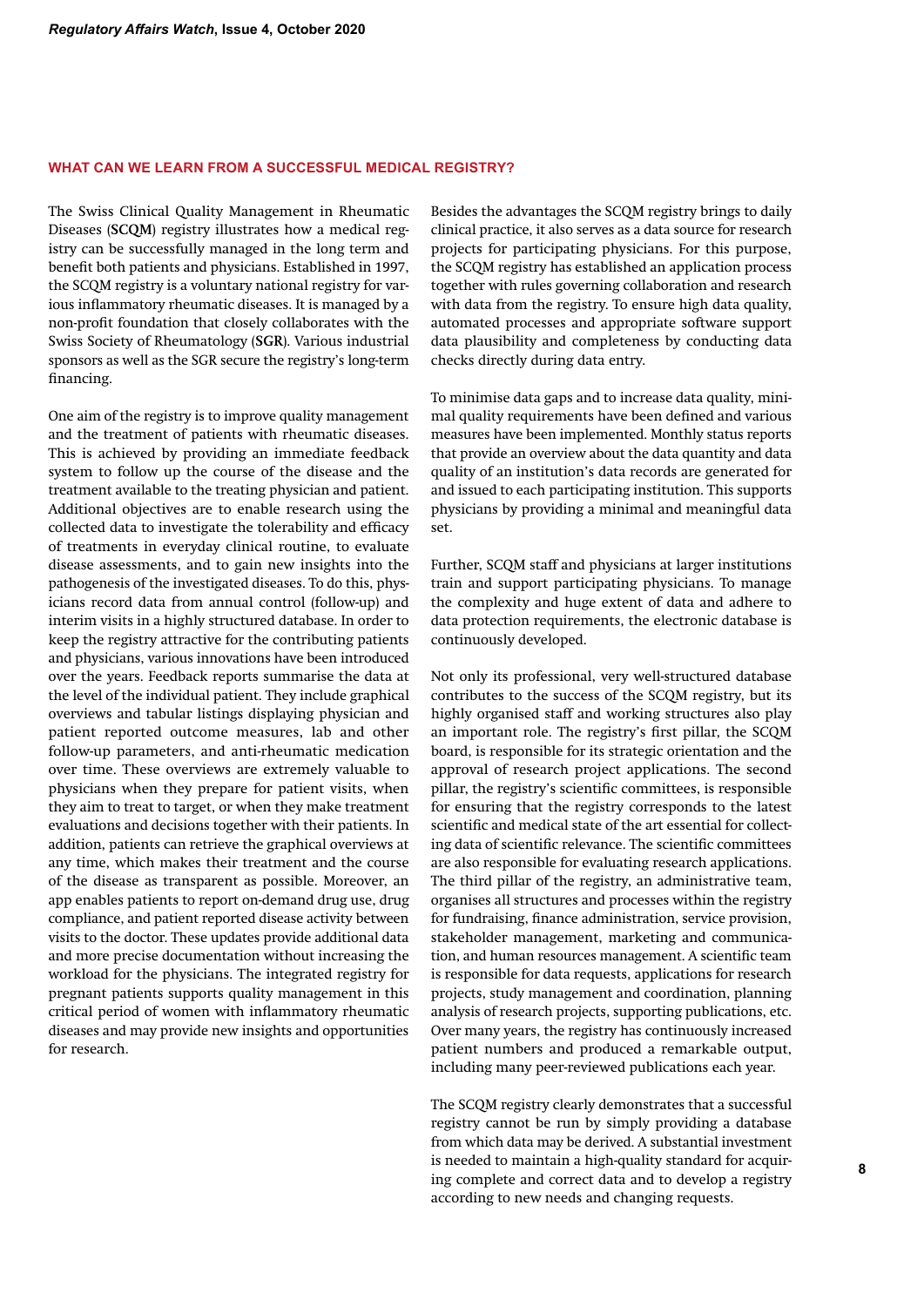## WHAT CAN WE LEARN FROM A SUCCESSFUL MEDICAL REGISTRY?

The Swiss Clinical Quality Management in Rheumatic Diseases (**SCQM**) registry illustrates how a medical registry can be successfully managed in the long term and benefit both patients and physicians. Established in 1997, the SCQM registry is a voluntary national registry for various inflammatory rheumatic diseases. It is managed by a non-profit foundation that closely collaborates with the Swiss Society of Rheumatology (**SGR**). Various industrial sponsors as well as the SGR secure the registry's long-term financing.

One aim of the registry is to improve quality management and the treatment of patients with rheumatic diseases. This is achieved by providing an immediate feedback system to follow up the course of the disease and the treatment available to the treating physician and patient. Additional objectives are to enable research using the collected data to investigate the tolerability and efficacy of treatments in everyday clinical routine, to evaluate disease assessments, and to gain new insights into the pathogenesis of the investigated diseases. To do this, physicians record data from annual control (follow-up) and interim visits in a highly structured database. In order to keep the registry attractive for the contributing patients and physicians, various innovations have been introduced over the years. Feedback reports summarise the data at the level of the individual patient. They include graphical overviews and tabular listings displaying physician and patient reported outcome measures, lab and other follow-up parameters, and anti-rheumatic medication over time. These overviews are extremely valuable to physicians when they prepare for patient visits, when they aim to treat to target, or when they make treatment evaluations and decisions together with their patients. In addition, patients can retrieve the graphical overviews at any time, which makes their treatment and the course of the disease as transparent as possible. Moreover, an app enables patients to report on-demand drug use, drug compliance, and patient reported disease activity between visits to the doctor. These updates provide additional data and more precise documentation without increasing the workload for the physicians. The integrated registry for pregnant patients supports quality management in this critical period of women with inflammatory rheumatic diseases and may provide new insights and opportunities for research.

Besides the advantages the SCQM registry brings to daily clinical practice, it also serves as a data source for research projects for participating physicians. For this purpose, the SCQM registry has established an application process together with rules governing collaboration and research with data from the registry. To ensure high data quality, automated processes and appropriate software support data plausibility and completeness by conducting data checks directly during data entry.

To minimise data gaps and to increase data quality, minimal quality requirements have been defined and various measures have been implemented. Monthly status reports that provide an overview about the data quantity and data quality of an institution's data records are generated for and issued to each participating institution. This supports physicians by providing a minimal and meaningful data set.

Further, SCQM staff and physicians at larger institutions train and support participating physicians. To manage the complexity and huge extent of data and adhere to data protection requirements, the electronic database is continuously developed.

Not only its professional, very well-structured database contributes to the success of the SCQM registry, but its highly organised staff and working structures also play an important role. The registry's first pillar, the SCQM board, is responsible for its strategic orientation and the approval of research project applications. The second pillar, the registry's scientific committees, is responsible for ensuring that the registry corresponds to the latest scientific and medical state of the art essential for collecting data of scientific relevance. The scientific committees are also responsible for evaluating research applications. The third pillar of the registry, an administrative team, organises all structures and processes within the registry for fundraising, finance administration, service provision, stakeholder management, marketing and communication, and human resources management. A scientific team is responsible for data requests, applications for research projects, study management and coordination, planning analysis of research projects, supporting publications, etc. Over many years, the registry has continuously increased patient numbers and produced a remarkable output, including many peer-reviewed publications each year.

The SCQM registry clearly demonstrates that a successful registry cannot be run by simply providing a database from which data may be derived. A substantial investment is needed to maintain a high-quality standard for acquiring complete and correct data and to develop a registry according to new needs and changing requests.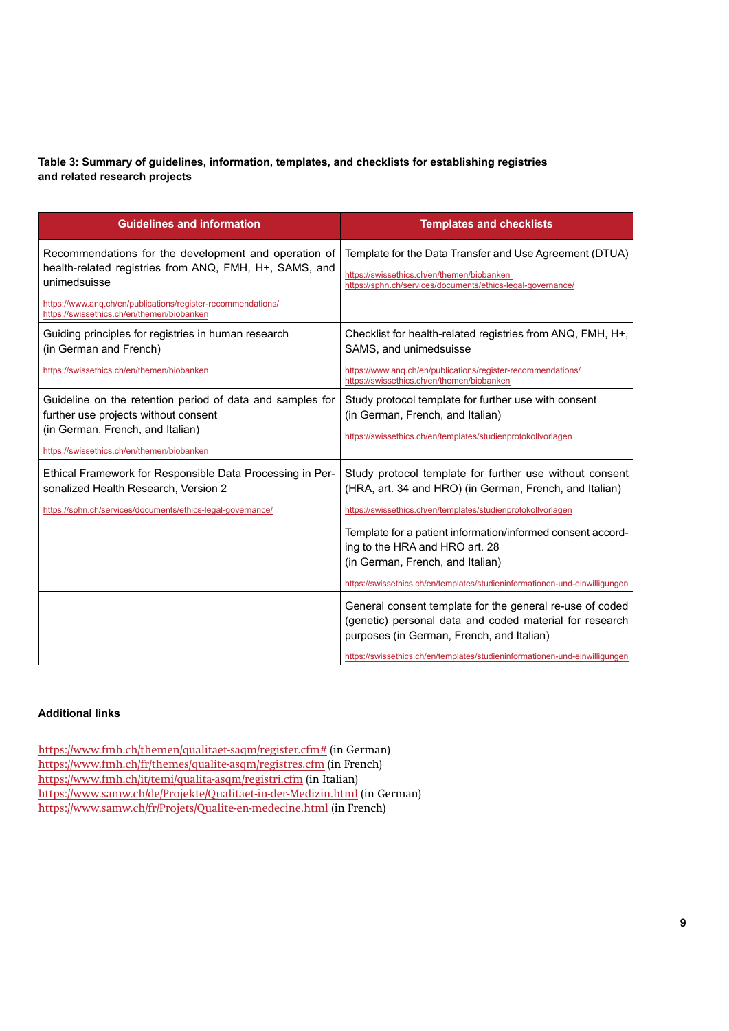**Table 3: Summary of guidelines, information, templates, and checklists for establishing registries and related research projects**

| Guidelines and information | Templates and checklists |
| --- | --- |
| Recommendations for the development and operation of health-related registries from ANQ, FMH, H+, SAMS, and unimedsuisse<br>https://www.anq.ch/en/publications/register-recommendations/<br>https://swissethics.ch/en/themen/biobanken | Template for the Data Transfer and Use Agreement (DTUA)<br>https://swissethics.ch/en/themen/biobanken<br>https://sphn.ch/services/documents/ethics-legal-governance/ |
| Guiding principles for registries in human research (in German and French)<br>https://swissethics.ch/en/themen/biobanken | Checklist for health-related registries from ANQ, FMH, H+, SAMS, and unimedsuisse<br>https://www.anq.ch/en/publications/register-recommendations/<br>https://swissethics.ch/en/themen/biobanken |
| Guideline on the retention period of data and samples for further use projects without consent (in German, French, and Italian)<br>https://swissethics.ch/en/themen/biobanken | Study protocol template for further use with consent (in German, French, and Italian)<br>https://swissethics.ch/en/templates/studienprotokollvorlagen |
| Ethical Framework for Responsible Data Processing in Personalized Health Research, Version 2<br>https://sphn.ch/services/documents/ethics-legal-governance/ | Study protocol template for further use without consent (HRA, art. 34 and HRO) (in German, French, and Italian)<br>https://swissethics.ch/en/templates/studienprotokollvorlagen |
| | Template for a patient information/informed consent according to the HRA and HRO art. 28 (in German, French, and Italian)<br>https://swissethics.ch/en/templates/studieninformationen-und-einwilligungen |
| | General consent template for the general re-use of coded (genetic) personal data and coded material for research purposes (in German, French, and Italian)<br>https://swissethics.ch/en/templates/studieninformationen-und-einwilligungen |

**Additional links**

https://www.fmh.ch/themen/qualitaet-saqm/register.cfm# (in German)
https://www.fmh.ch/fr/themes/qualite-asqm/registres.cfm (in French)
https://www.fmh.ch/it/temi/qualita-asqm/registri.cfm (in Italian)
https://www.samw.ch/de/Projekte/Qualitaet-in-der-Medizin.html (in German)
https://www.samw.ch/fr/Projets/Qualite-en-medecine.html (in French)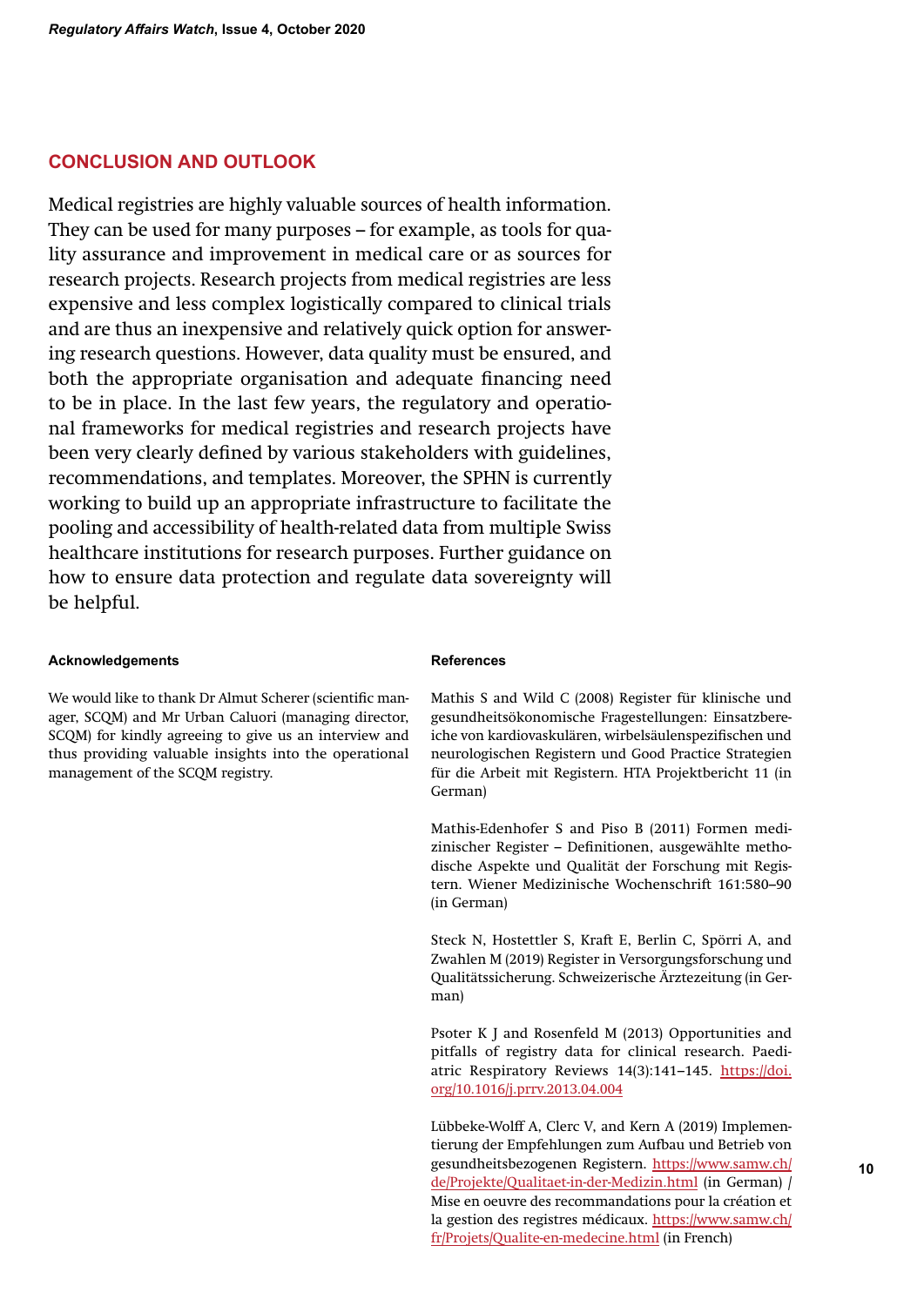## CONCLUSION AND OUTLOOK

Medical registries are highly valuable sources of health information. They can be used for many purposes – for example, as tools for quality assurance and improvement in medical care or as sources for research projects. Research projects from medical registries are less expensive and less complex logistically compared to clinical trials and are thus an inexpensive and relatively quick option for answering research questions. However, data quality must be ensured, and both the appropriate organisation and adequate financing need to be in place. In the last few years, the regulatory and operational frameworks for medical registries and research projects have been very clearly defined by various stakeholders with guidelines, recommendations, and templates. Moreover, the SPHN is currently working to build up an appropriate infrastructure to facilitate the pooling and accessibility of health-related data from multiple Swiss healthcare institutions for research purposes. Further guidance on how to ensure data protection and regulate data sovereignty will be helpful.

#### Acknowledgements

We would like to thank Dr Almut Scherer (scientific manager, SCQM) and Mr Urban Caluori (managing director, SCQM) for kindly agreeing to give us an interview and thus providing valuable insights into the operational management of the SCQM registry.

#### References

Mathis S and Wild C (2008) Register für klinische und gesundheitsökonomische Fragestellungen: Einsatzbereiche von kardiovaskulären, wirbelsäulenspezifischen und neurologischen Registern und Good Practice Strategien für die Arbeit mit Registern. HTA Projektbericht 11 (in German)

Mathis-Edenhofer S and Piso B (2011) Formen medizinischer Register – Definitionen, ausgewählte methodische Aspekte und Qualität der Forschung mit Registern. Wiener Medizinische Wochenschrift 161:580–90 (in German)

Steck N, Hostettler S, Kraft E, Berlin C, Spörri A, and Zwahlen M (2019) Register in Versorgungsforschung und Qualitätssicherung. Schweizerische Ärztezeitung (in German)

Psoter K J and Rosenfeld M (2013) Opportunities and pitfalls of registry data for clinical research. Paediatric Respiratory Reviews 14(3):141–145. https://doi.org/10.1016/j.prrv.2013.04.004

Lübbeke-Wolff A, Clerc V, and Kern A (2019) Implementierung der Empfehlungen zum Aufbau und Betrieb von gesundheitsbezogenen Registern. https://www.samw.ch/de/Projekte/Qualitaet-in-der-Medizin.html (in German) / Mise en oeuvre des recommandations pour la création et la gestion des registres médicaux. https://www.samw.ch/fr/Projets/Qualite-en-medecine.html (in French)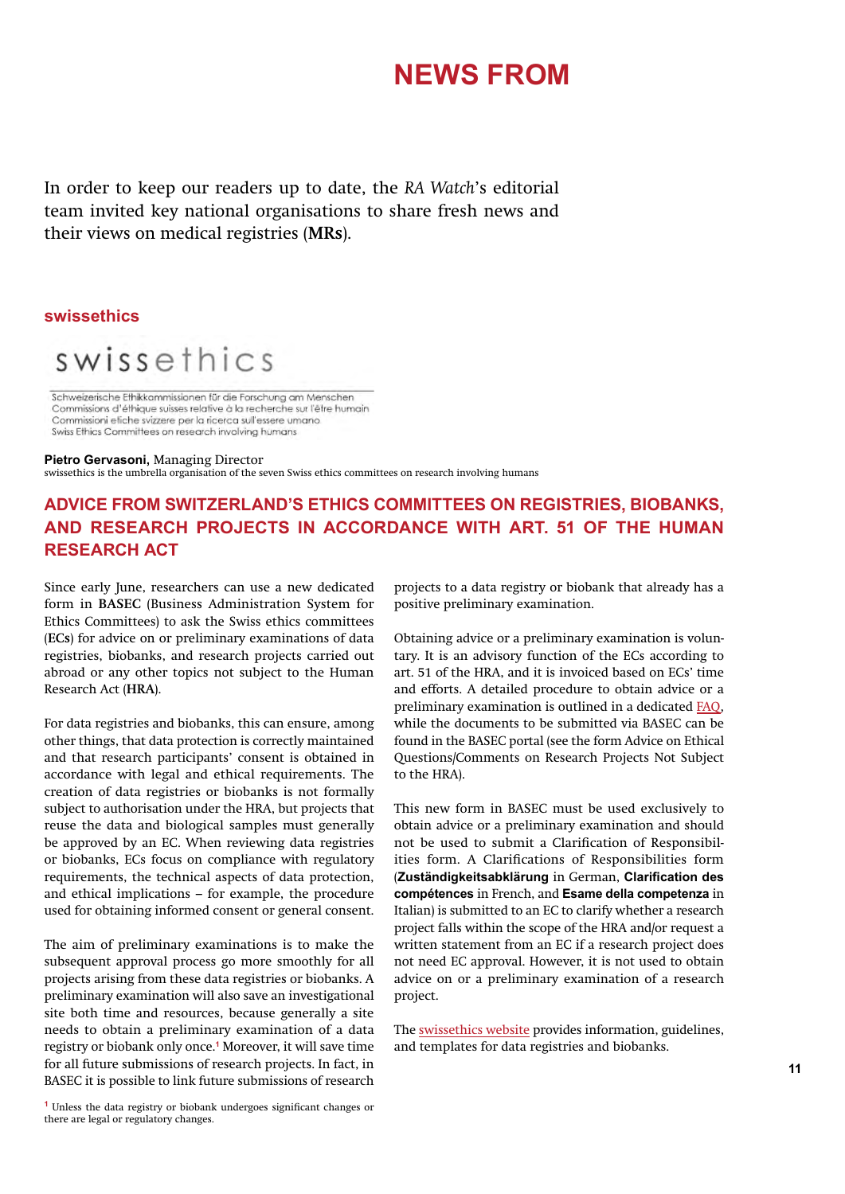# NEWS FROM

In order to keep our readers up to date, the *RA Watch*'s editorial team invited key national organisations to share fresh news and their views on medical registries (**MRs**).

## swissethics

swissethics

Schweizerische Ethikkommissionen für die Forschung am Menschen
Commissions d'éthique suisses relative à la recherche sur l'être humain
Commissioni etiche svizzere per la ricerca sull'essere umano
Swiss Ethics Committees on research involving humans

**Pietro Gervasoni,** Managing Director
swissethics is the umbrella organisation of the seven Swiss ethics committees on research involving humans

### ADVICE FROM SWITZERLAND'S ETHICS COMMITTEES ON REGISTRIES, BIOBANKS, AND RESEARCH PROJECTS IN ACCORDANCE WITH ART. 51 OF THE HUMAN RESEARCH ACT

Since early June, researchers can use a new dedicated form in **BASEC** (Business Administration System for Ethics Committees) to ask the Swiss ethics committees (**ECs**) for advice on or preliminary examinations of data registries, biobanks, and research projects carried out abroad or any other topics not subject to the Human Research Act (**HRA**).

For data registries and biobanks, this can ensure, among other things, that data protection is correctly maintained and that research participants' consent is obtained in accordance with legal and ethical requirements. The creation of data registries or biobanks is not formally subject to authorisation under the HRA, but projects that reuse the data and biological samples must generally be approved by an EC. When reviewing data registries or biobanks, ECs focus on compliance with regulatory requirements, the technical aspects of data protection, and ethical implications – for example, the procedure used for obtaining informed consent or general consent.

The aim of preliminary examinations is to make the subsequent approval process go more smoothly for all projects arising from these data registries or biobanks. A preliminary examination will also save an investigational site both time and resources, because generally a site needs to obtain a preliminary examination of a data registry or biobank only once.[1] Moreover, it will save time for all future submissions of research projects. In fact, in BASEC it is possible to link future submissions of research projects to a data registry or biobank that already has a positive preliminary examination.

Obtaining advice or a preliminary examination is voluntary. It is an advisory function of the ECs according to art. 51 of the HRA, and it is invoiced based on ECs' time and efforts. A detailed procedure to obtain advice or a preliminary examination is outlined in a dedicated FAQ, while the documents to be submitted via BASEC can be found in the BASEC portal (see the form Advice on Ethical Questions/Comments on Research Projects Not Subject to the HRA).

This new form in BASEC must be used exclusively to obtain advice or a preliminary examination and should not be used to submit a Clarification of Responsibilities form. A Clarifications of Responsibilities form (**Zuständigkeitsabklärung** in German, **Clarification des compétences** in French, and **Esame della competenza** in Italian) is submitted to an EC to clarify whether a research project falls within the scope of the HRA and/or request a written statement from an EC if a research project does not need EC approval. However, it is not used to obtain advice on or a preliminary examination of a research project.

The swissethics website provides information, guidelines, and templates for data registries and biobanks.

[1] Unless the data registry or biobank undergoes significant changes or there are legal or regulatory changes.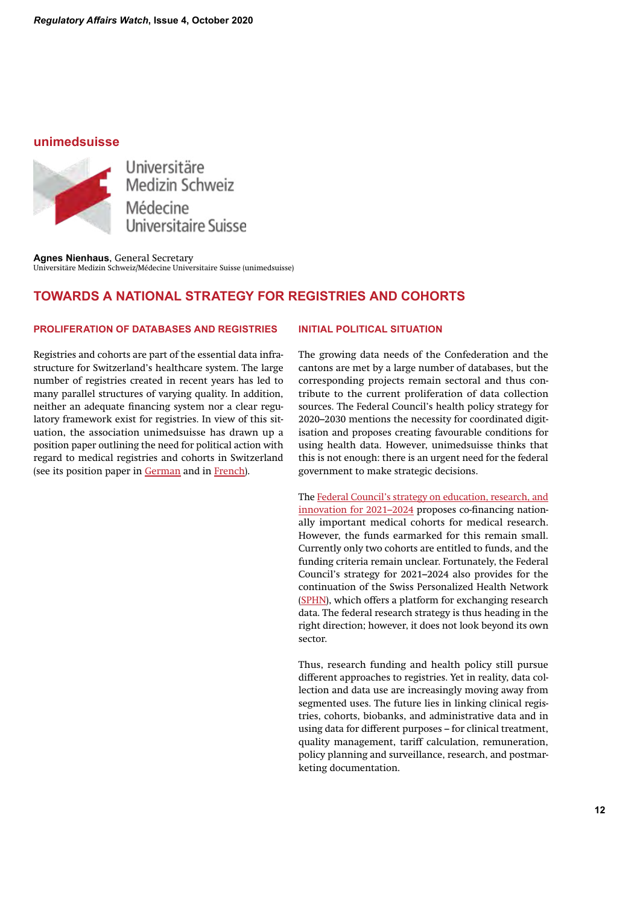## unimedsuisse

Universitäre Medizin Schweiz
Médecine Universitaire Suisse

**Agnes Nienhaus**, General Secretary
Universitäre Medizin Schweiz/Médecine Universitaire Suisse (unimedsuisse)

# TOWARDS A NATIONAL STRATEGY FOR REGISTRIES AND COHORTS

### PROLIFERATION OF DATABASES AND REGISTRIES

Registries and cohorts are part of the essential data infrastructure for Switzerland's healthcare system. The large number of registries created in recent years has led to many parallel structures of varying quality. In addition, neither an adequate financing system nor a clear regulatory framework exist for registries. In view of this situation, the association unimedsuisse has drawn up a position paper outlining the need for political action with regard to medical registries and cohorts in Switzerland (see its position paper in German and in French).

### INITIAL POLITICAL SITUATION

The growing data needs of the Confederation and the cantons are met by a large number of databases, but the corresponding projects remain sectoral and thus contribute to the current proliferation of data collection sources. The Federal Council's health policy strategy for 2020–2030 mentions the necessity for coordinated digitisation and proposes creating favourable conditions for using health data. However, unimedsuisse thinks that this is not enough: there is an urgent need for the federal government to make strategic decisions.

The Federal Council's strategy on education, research, and innovation for 2021–2024 proposes co-financing nationally important medical cohorts for medical research. However, the funds earmarked for this remain small. Currently only two cohorts are entitled to funds, and the funding criteria remain unclear. Fortunately, the Federal Council's strategy for 2021–2024 also provides for the continuation of the Swiss Personalized Health Network (SPHN), which offers a platform for exchanging research data. The federal research strategy is thus heading in the right direction; however, it does not look beyond its own sector.

Thus, research funding and health policy still pursue different approaches to registries. Yet in reality, data collection and data use are increasingly moving away from segmented uses. The future lies in linking clinical registries, cohorts, biobanks, and administrative data and in using data for different purposes – for clinical treatment, quality management, tariff calculation, remuneration, policy planning and surveillance, research, and postmarketing documentation.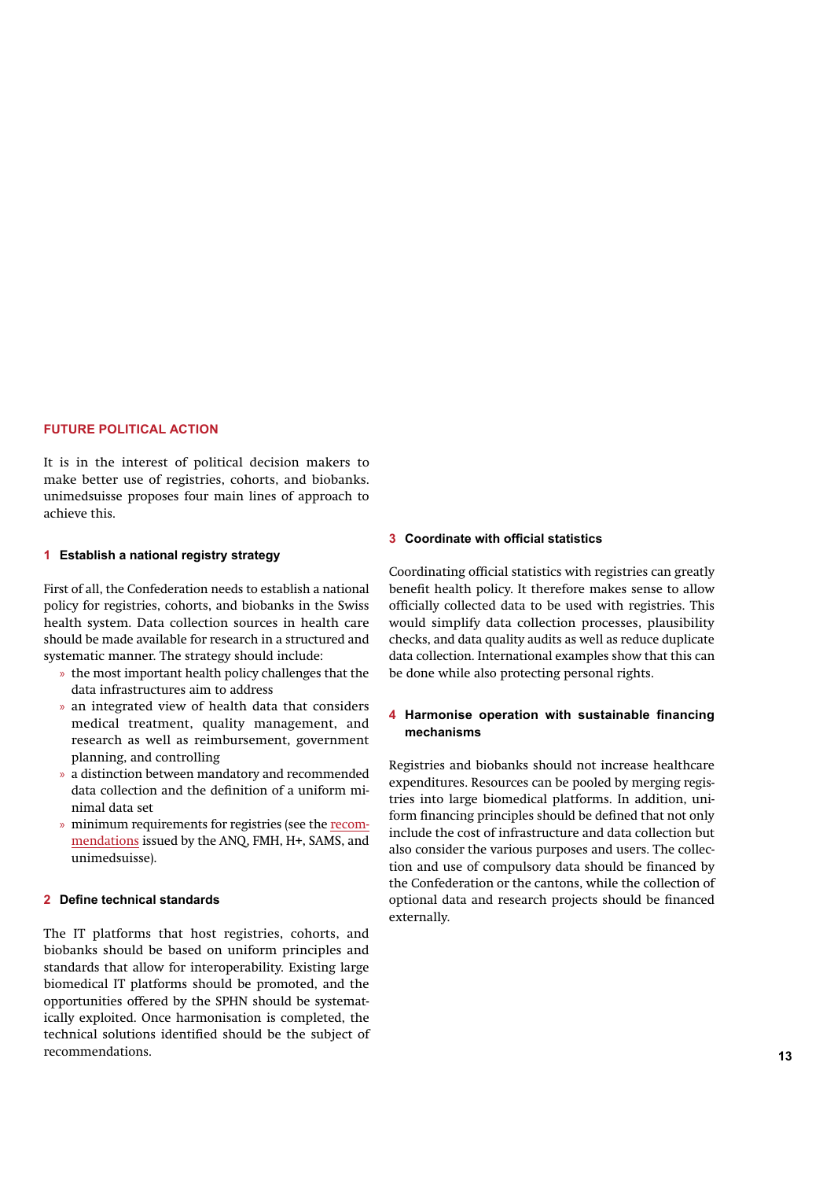## FUTURE POLITICAL ACTION

It is in the interest of political decision makers to make better use of registries, cohorts, and biobanks. unimedsuisse proposes four main lines of approach to achieve this.

### 1 Establish a national registry strategy

First of all, the Confederation needs to establish a national policy for registries, cohorts, and biobanks in the Swiss health system. Data collection sources in health care should be made available for research in a structured and systematic manner. The strategy should include:

- the most important health policy challenges that the data infrastructures aim to address
- an integrated view of health data that considers medical treatment, quality management, and research as well as reimbursement, government planning, and controlling
- a distinction between mandatory and recommended data collection and the definition of a uniform minimal data set
- minimum requirements for registries (see the recommendations issued by the ANQ, FMH, H+, SAMS, and unimedsuisse).

### 2 Define technical standards

The IT platforms that host registries, cohorts, and biobanks should be based on uniform principles and standards that allow for interoperability. Existing large biomedical IT platforms should be promoted, and the opportunities offered by the SPHN should be systematically exploited. Once harmonisation is completed, the technical solutions identified should be the subject of recommendations.

### 3 Coordinate with official statistics

Coordinating official statistics with registries can greatly benefit health policy. It therefore makes sense to allow officially collected data to be used with registries. This would simplify data collection processes, plausibility checks, and data quality audits as well as reduce duplicate data collection. International examples show that this can be done while also protecting personal rights.

### 4 Harmonise operation with sustainable financing mechanisms

Registries and biobanks should not increase healthcare expenditures. Resources can be pooled by merging registries into large biomedical platforms. In addition, uniform financing principles should be defined that not only include the cost of infrastructure and data collection but also consider the various purposes and users. The collection and use of compulsory data should be financed by the Confederation or the cantons, while the collection of optional data and research projects should be financed externally.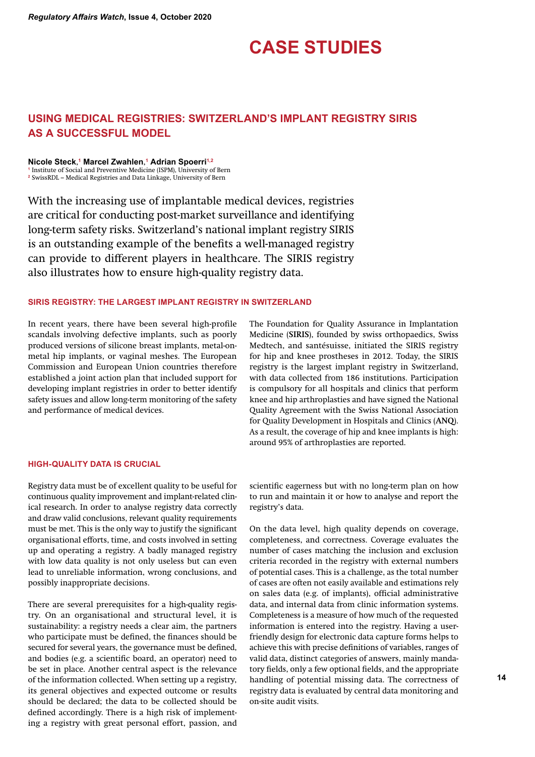# CASE STUDIES

## USING MEDICAL REGISTRIES: SWITZERLAND'S IMPLANT REGISTRY SIRIS AS A SUCCESSFUL MODEL

**Nicole Steck,[1] Marcel Zwahlen,[1] Adrian Spoerri[1,2]**

[1] Institute of Social and Preventive Medicine (ISPM), University of Bern
[2] SwissRDL – Medical Registries and Data Linkage, University of Bern

With the increasing use of implantable medical devices, registries are critical for conducting post-market surveillance and identifying long-term safety risks. Switzerland's national implant registry SIRIS is an outstanding example of the benefits a well-managed registry can provide to different players in healthcare. The SIRIS registry also illustrates how to ensure high-quality registry data.

### SIRIS REGISTRY: THE LARGEST IMPLANT REGISTRY IN SWITZERLAND

In recent years, there have been several high-profile scandals involving defective implants, such as poorly produced versions of silicone breast implants, metal-on-metal hip implants, or vaginal meshes. The European Commission and European Union countries therefore established a joint action plan that included support for developing implant registries in order to better identify safety issues and allow long-term monitoring of the safety and performance of medical devices.

The Foundation for Quality Assurance in Implantation Medicine (**SIRIS**), founded by swiss orthopaedics, Swiss Medtech, and santésuisse, initiated the SIRIS registry for hip and knee prostheses in 2012. Today, the SIRIS registry is the largest implant registry in Switzerland, with data collected from 186 institutions. Participation is compulsory for all hospitals and clinics that perform knee and hip arthroplasties and have signed the National Quality Agreement with the Swiss National Association for Quality Development in Hospitals and Clinics (**ANQ**). As a result, the coverage of hip and knee implants is high: around 95% of arthroplasties are reported.

### HIGH-QUALITY DATA IS CRUCIAL

Registry data must be of excellent quality to be useful for continuous quality improvement and implant-related clinical research. In order to analyse registry data correctly and draw valid conclusions, relevant quality requirements must be met. This is the only way to justify the significant organisational efforts, time, and costs involved in setting up and operating a registry. A badly managed registry with low data quality is not only useless but can even lead to unreliable information, wrong conclusions, and possibly inappropriate decisions.

There are several prerequisites for a high-quality registry. On an organisational and structural level, it is sustainability: a registry needs a clear aim, the partners who participate must be defined, the finances should be secured for several years, the governance must be defined, and bodies (e.g. a scientific board, an operator) need to be set in place. Another central aspect is the relevance of the information collected. When setting up a registry, its general objectives and expected outcome or results should be declared; the data to be collected should be defined accordingly. There is a high risk of implementing a registry with great personal effort, passion, and scientific eagerness but with no long-term plan on how to run and maintain it or how to analyse and report the registry's data.

On the data level, high quality depends on coverage, completeness, and correctness. Coverage evaluates the number of cases matching the inclusion and exclusion criteria recorded in the registry with external numbers of potential cases. This is a challenge, as the total number of cases are often not easily available and estimations rely on sales data (e.g. of implants), official administrative data, and internal data from clinic information systems. Completeness is a measure of how much of the requested information is entered into the registry. Having a user-friendly design for electronic data capture forms helps to achieve this with precise definitions of variables, ranges of valid data, distinct categories of answers, mainly mandatory fields, only a few optional fields, and the appropriate handling of potential missing data. The correctness of registry data is evaluated by central data monitoring and on-site audit visits.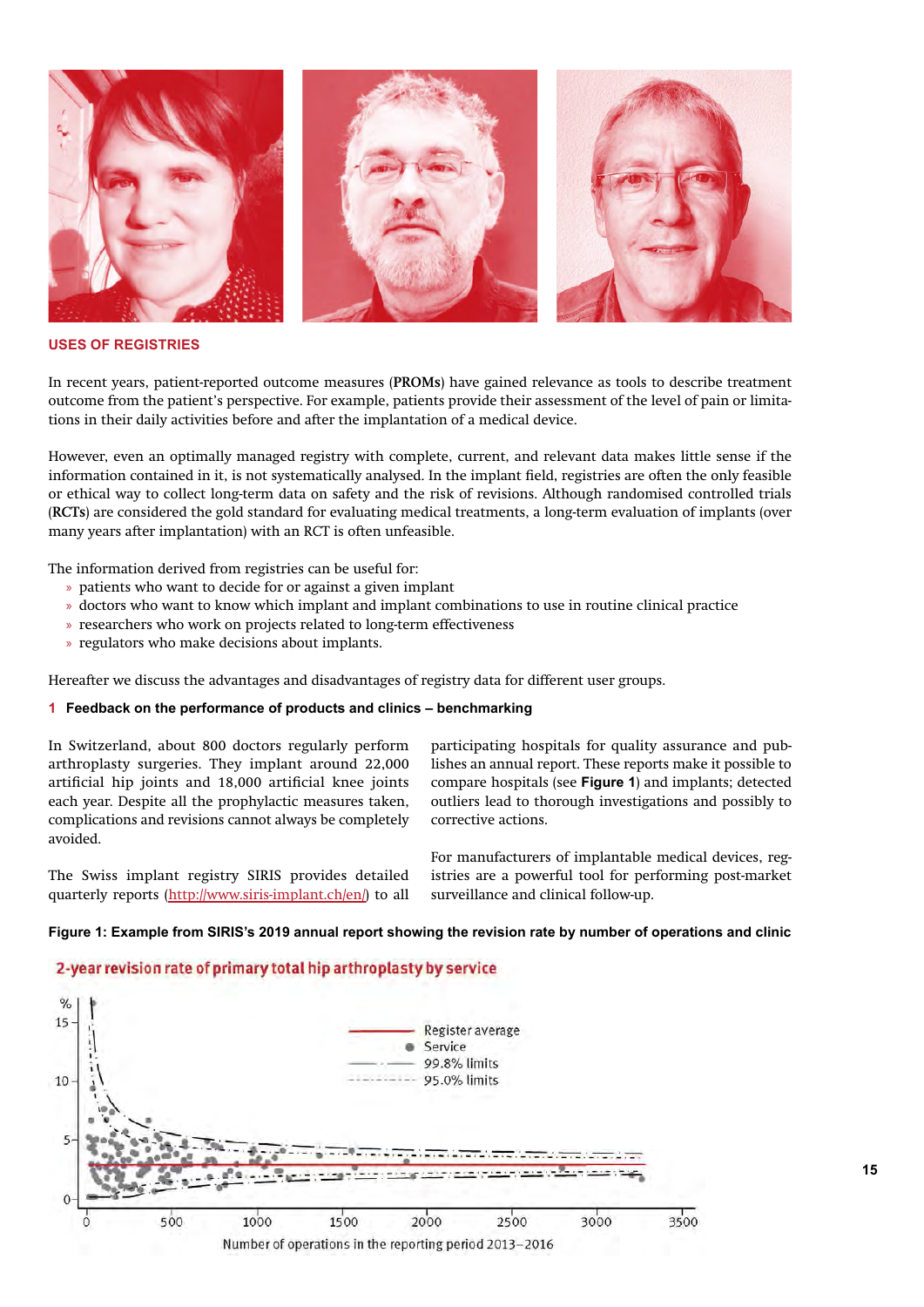## USES OF REGISTRIES

In recent years, patient-reported outcome measures (**PROMs**) have gained relevance as tools to describe treatment outcome from the patient's perspective. For example, patients provide their assessment of the level of pain or limitations in their daily activities before and after the implantation of a medical device.

However, even an optimally managed registry with complete, current, and relevant data makes little sense if the information contained in it, is not systematically analysed. In the implant field, registries are often the only feasible or ethical way to collect long-term data on safety and the risk of revisions. Although randomised controlled trials (**RCTs**) are considered the gold standard for evaluating medical treatments, a long-term evaluation of implants (over many years after implantation) with an RCT is often unfeasible.

The information derived from registries can be useful for:

- patients who want to decide for or against a given implant
- doctors who want to know which implant and implant combinations to use in routine clinical practice
- researchers who work on projects related to long-term effectiveness
- regulators who make decisions about implants.

Hereafter we discuss the advantages and disadvantages of registry data for different user groups.

### 1 Feedback on the performance of products and clinics – benchmarking

In Switzerland, about 800 doctors regularly perform arthroplasty surgeries. They implant around 22,000 artificial hip joints and 18,000 artificial knee joints each year. Despite all the prophylactic measures taken, complications and revisions cannot always be completely avoided.

The Swiss implant registry SIRIS provides detailed quarterly reports (http://www.siris-implant.ch/en/) to all participating hospitals for quality assurance and publishes an annual report. These reports make it possible to compare hospitals (see **Figure 1**) and implants; detected outliers lead to thorough investigations and possibly to corrective actions.

For manufacturers of implantable medical devices, registries are a powerful tool for performing post-market surveillance and clinical follow-up.

**Figure 1: Example from SIRIS's 2019 annual report showing the revision rate by number of operations and clinic**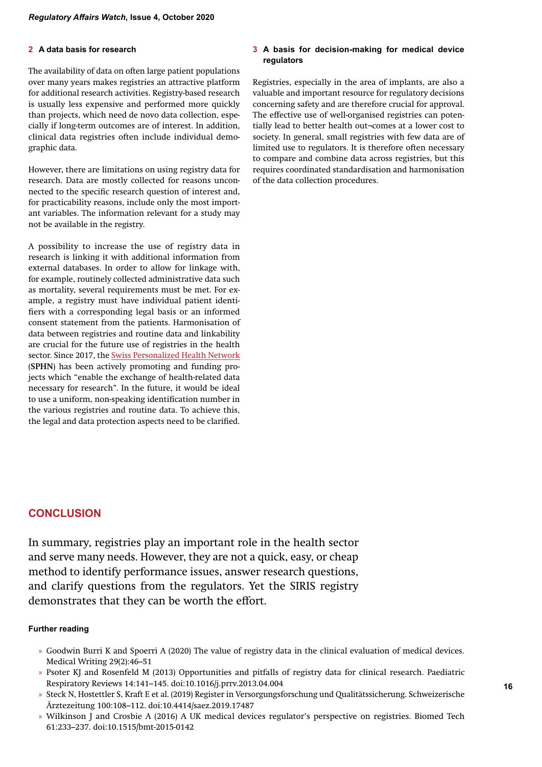### 2 A data basis for research

The availability of data on often large patient populations over many years makes registries an attractive platform for additional research activities. Registry-based research is usually less expensive and performed more quickly than projects, which need de novo data collection, especially if long-term outcomes are of interest. In addition, clinical data registries often include individual demographic data.

However, there are limitations on using registry data for research. Data are mostly collected for reasons unconnected to the specific research question of interest and, for practicability reasons, include only the most important variables. The information relevant for a study may not be available in the registry.

A possibility to increase the use of registry data in research is linking it with additional information from external databases. In order to allow for linkage with, for example, routinely collected administrative data such as mortality, several requirements must be met. For example, a registry must have individual patient identifiers with a corresponding legal basis or an informed consent statement from the patients. Harmonisation of data between registries and routine data and linkability are crucial for the future use of registries in the health sector. Since 2017, the Swiss Personalized Health Network (**SPHN**) has been actively promoting and funding projects which "enable the exchange of health-related data necessary for research". In the future, it would be ideal to use a uniform, non-speaking identification number in the various registries and routine data. To achieve this, the legal and data protection aspects need to be clarified.

### 3 A basis for decision-making for medical device regulators

Registries, especially in the area of implants, are also a valuable and important resource for regulatory decisions concerning safety and are therefore crucial for approval. The effective use of well-organised registries can potentially lead to better health out¬comes at a lower cost to society. In general, small registries with few data are of limited use to regulators. It is therefore often necessary to compare and combine data across registries, but this requires coordinated standardisation and harmonisation of the data collection procedures.

## CONCLUSION

In summary, registries play an important role in the health sector and serve many needs. However, they are not a quick, easy, or cheap method to identify performance issues, answer research questions, and clarify questions from the regulators. Yet the SIRIS registry demonstrates that they can be worth the effort.

#### Further reading

- Goodwin Burri K and Spoerri A (2020) The value of registry data in the clinical evaluation of medical devices. Medical Writing 29(2):46–51
- Psoter KJ and Rosenfeld M (2013) Opportunities and pitfalls of registry data for clinical research. Paediatric Respiratory Reviews 14:141–145. doi:10.1016/j.prrv.2013.04.004
- Steck N, Hostettler S, Kraft E et al. (2019) Register in Versorgungsforschung und Qualitätssicherung. Schweizerische Ärztezeitung 100:108–112. doi:10.4414/saez.2019.17487
- Wilkinson J and Crosbie A (2016) A UK medical devices regulator's perspective on registries. Biomed Tech 61:233–237. doi:10.1515/bmt-2015-0142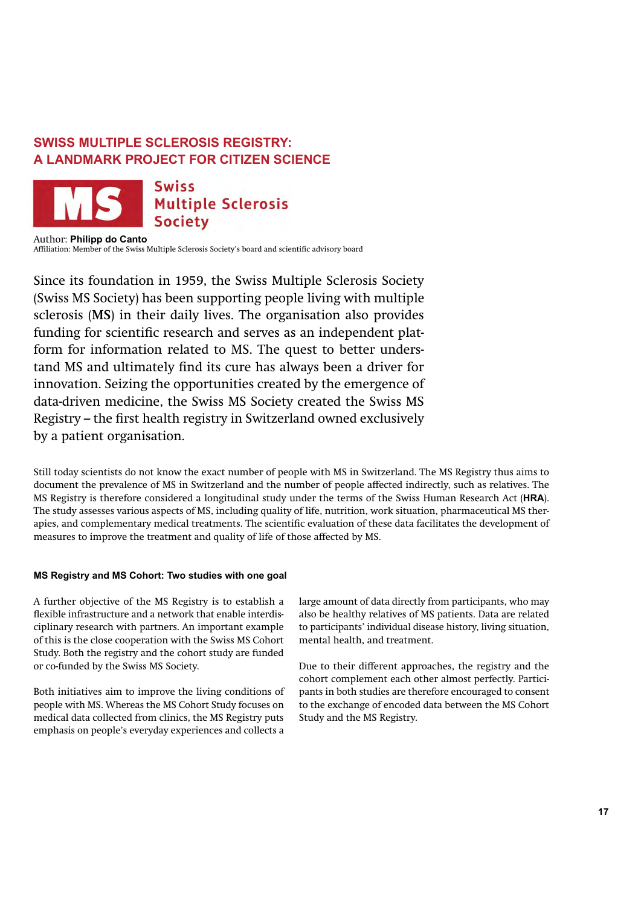## SWISS MULTIPLE SCLEROSIS REGISTRY: A LANDMARK PROJECT FOR CITIZEN SCIENCE

MS Swiss Multiple Sclerosis Society

Author: **Philipp do Canto**
Affiliation: Member of the Swiss Multiple Sclerosis Society's board and scientific advisory board

Since its foundation in 1959, the Swiss Multiple Sclerosis Society (Swiss MS Society) has been supporting people living with multiple sclerosis (**MS**) in their daily lives. The organisation also provides funding for scientific research and serves as an independent platform for information related to MS. The quest to better understand MS and ultimately find its cure has always been a driver for innovation. Seizing the opportunities created by the emergence of data-driven medicine, the Swiss MS Society created the Swiss MS Registry – the first health registry in Switzerland owned exclusively by a patient organisation.

Still today scientists do not know the exact number of people with MS in Switzerland. The MS Registry thus aims to document the prevalence of MS in Switzerland and the number of people affected indirectly, such as relatives. The MS Registry is therefore considered a longitudinal study under the terms of the Swiss Human Research Act (**HRA**). The study assesses various aspects of MS, including quality of life, nutrition, work situation, pharmaceutical MS therapies, and complementary medical treatments. The scientific evaluation of these data facilitates the development of measures to improve the treatment and quality of life of those affected by MS.

#### MS Registry and MS Cohort: Two studies with one goal

A further objective of the MS Registry is to establish a flexible infrastructure and a network that enable interdisciplinary research with partners. An important example of this is the close cooperation with the Swiss MS Cohort Study. Both the registry and the cohort study are funded or co-funded by the Swiss MS Society.

Both initiatives aim to improve the living conditions of people with MS. Whereas the MS Cohort Study focuses on medical data collected from clinics, the MS Registry puts emphasis on people's everyday experiences and collects a large amount of data directly from participants, who may also be healthy relatives of MS patients. Data are related to participants' individual disease history, living situation, mental health, and treatment.

Due to their different approaches, the registry and the cohort complement each other almost perfectly. Participants in both studies are therefore encouraged to consent to the exchange of encoded data between the MS Cohort Study and the MS Registry.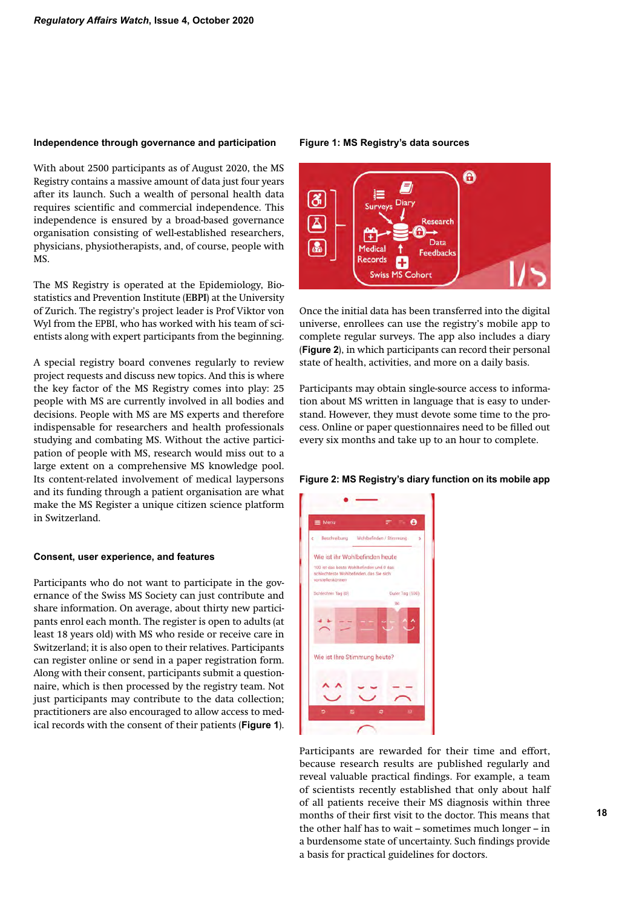### Independence through governance and participation

With about 2500 participants as of August 2020, the MS Registry contains a massive amount of data just four years after its launch. Such a wealth of personal health data requires scientific and commercial independence. This independence is ensured by a broad-based governance organisation consisting of well-established researchers, physicians, physiotherapists, and, of course, people with MS.

The MS Registry is operated at the Epidemiology, Biostatistics and Prevention Institute (**EBPI**) at the University of Zurich. The registry's project leader is Prof Viktor von Wyl from the EPBI, who has worked with his team of scientists along with expert participants from the beginning.

A special registry board convenes regularly to review project requests and discuss new topics. And this is where the key factor of the MS Registry comes into play: 25 people with MS are currently involved in all bodies and decisions. People with MS are MS experts and therefore indispensable for researchers and health professionals studying and combating MS. Without the active participation of people with MS, research would miss out to a large extent on a comprehensive MS knowledge pool. Its content-related involvement of medical laypersons and its funding through a patient organisation are what make the MS Register a unique citizen science platform in Switzerland.

### Consent, user experience, and features

Participants who do not want to participate in the governance of the Swiss MS Society can just contribute and share information. On average, about thirty new participants enrol each month. The register is open to adults (at least 18 years old) with MS who reside or receive care in Switzerland; it is also open to their relatives. Participants can register online or send in a paper registration form. Along with their consent, participants submit a questionnaire, which is then processed by the registry team. Not just participants may contribute to the data collection; practitioners are also encouraged to allow access to medical records with the consent of their patients (**Figure 1**).

**Figure 1: MS Registry's data sources**

Once the initial data has been transferred into the digital universe, enrollees can use the registry's mobile app to complete regular surveys. The app also includes a diary (**Figure 2**), in which participants can record their personal state of health, activities, and more on a daily basis.

Participants may obtain single-source access to information about MS written in language that is easy to understand. However, they must devote some time to the process. Online or paper questionnaires need to be filled out every six months and take up to an hour to complete.

**Figure 2: MS Registry's diary function on its mobile app**

Participants are rewarded for their time and effort, because research results are published regularly and reveal valuable practical findings. For example, a team of scientists recently established that only about half of all patients receive their MS diagnosis within three months of their first visit to the doctor. This means that the other half has to wait – sometimes much longer – in a burdensome state of uncertainty. Such findings provide a basis for practical guidelines for doctors.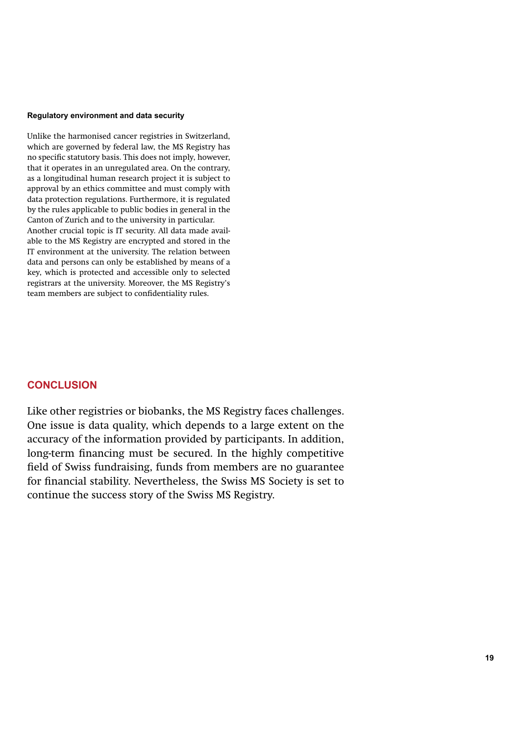### Regulatory environment and data security

Unlike the harmonised cancer registries in Switzerland, which are governed by federal law, the MS Registry has no specific statutory basis. This does not imply, however, that it operates in an unregulated area. On the contrary, as a longitudinal human research project it is subject to approval by an ethics committee and must comply with data protection regulations. Furthermore, it is regulated by the rules applicable to public bodies in general in the Canton of Zurich and to the university in particular.

Another crucial topic is IT security. All data made available to the MS Registry are encrypted and stored in the IT environment at the university. The relation between data and persons can only be established by means of a key, which is protected and accessible only to selected registrars at the university. Moreover, the MS Registry's team members are subject to confidentiality rules.

## CONCLUSION

Like other registries or biobanks, the MS Registry faces challenges. One issue is data quality, which depends to a large extent on the accuracy of the information provided by participants. In addition, long-term financing must be secured. In the highly competitive field of Swiss fundraising, funds from members are no guarantee for financial stability. Nevertheless, the Swiss MS Society is set to continue the success story of the Swiss MS Registry.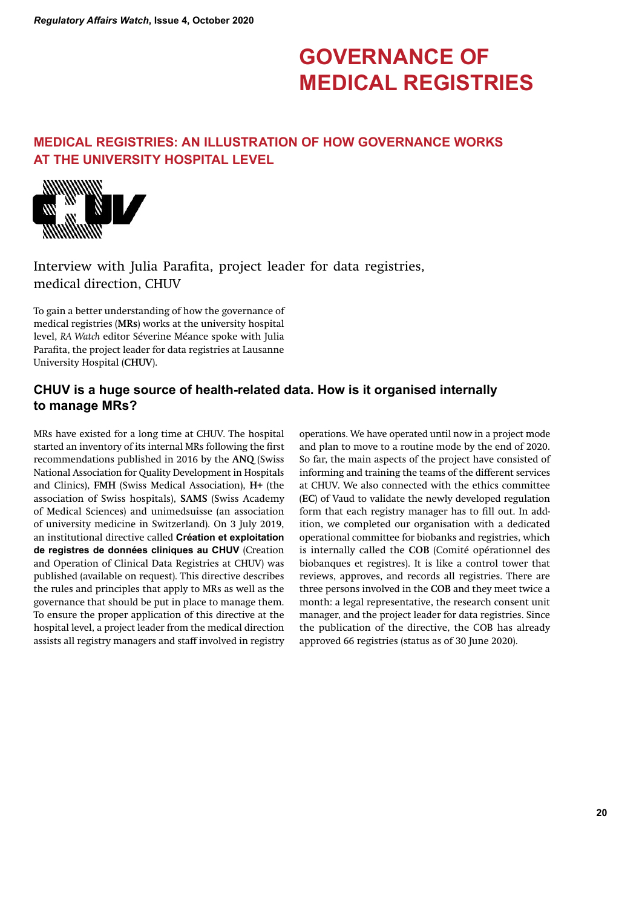# GOVERNANCE OF MEDICAL REGISTRIES

## MEDICAL REGISTRIES: AN ILLUSTRATION OF HOW GOVERNANCE WORKS AT THE UNIVERSITY HOSPITAL LEVEL

Interview with Julia Parafita, project leader for data registries, medical direction, CHUV

To gain a better understanding of how the governance of medical registries (**MRs**) works at the university hospital level, *RA Watch* editor Séverine Méance spoke with Julia Parafita, the project leader for data registries at Lausanne University Hospital (**CHUV**).

### CHUV is a huge source of health-related data. How is it organised internally to manage MRs?

MRs have existed for a long time at CHUV. The hospital started an inventory of its internal MRs following the first recommendations published in 2016 by the **ANQ** (Swiss National Association for Quality Development in Hospitals and Clinics), **FMH** (Swiss Medical Association), **H+** (the association of Swiss hospitals), **SAMS** (Swiss Academy of Medical Sciences) and unimedsuisse (an association of university medicine in Switzerland). On 3 July 2019, an institutional directive called **Création et exploitation de registres de données cliniques au CHUV** (Creation and Operation of Clinical Data Registries at CHUV) was published (available on request). This directive describes the rules and principles that apply to MRs as well as the governance that should be put in place to manage them. To ensure the proper application of this directive at the hospital level, a project leader from the medical direction assists all registry managers and staff involved in registry operations. We have operated until now in a project mode and plan to move to a routine mode by the end of 2020. So far, the main aspects of the project have consisted of informing and training the teams of the different services at CHUV. We also connected with the ethics committee (**EC**) of Vaud to validate the newly developed regulation form that each registry manager has to fill out. In addition, we completed our organisation with a dedicated operational committee for biobanks and registries, which is internally called the **COB** (Comité opérationnel des biobanques et registres). It is like a control tower that reviews, approves, and records all registries. There are three persons involved in the **COB** and they meet twice a month: a legal representative, the research consent unit manager, and the project leader for data registries. Since the publication of the directive, the COB has already approved 66 registries (status as of 30 June 2020).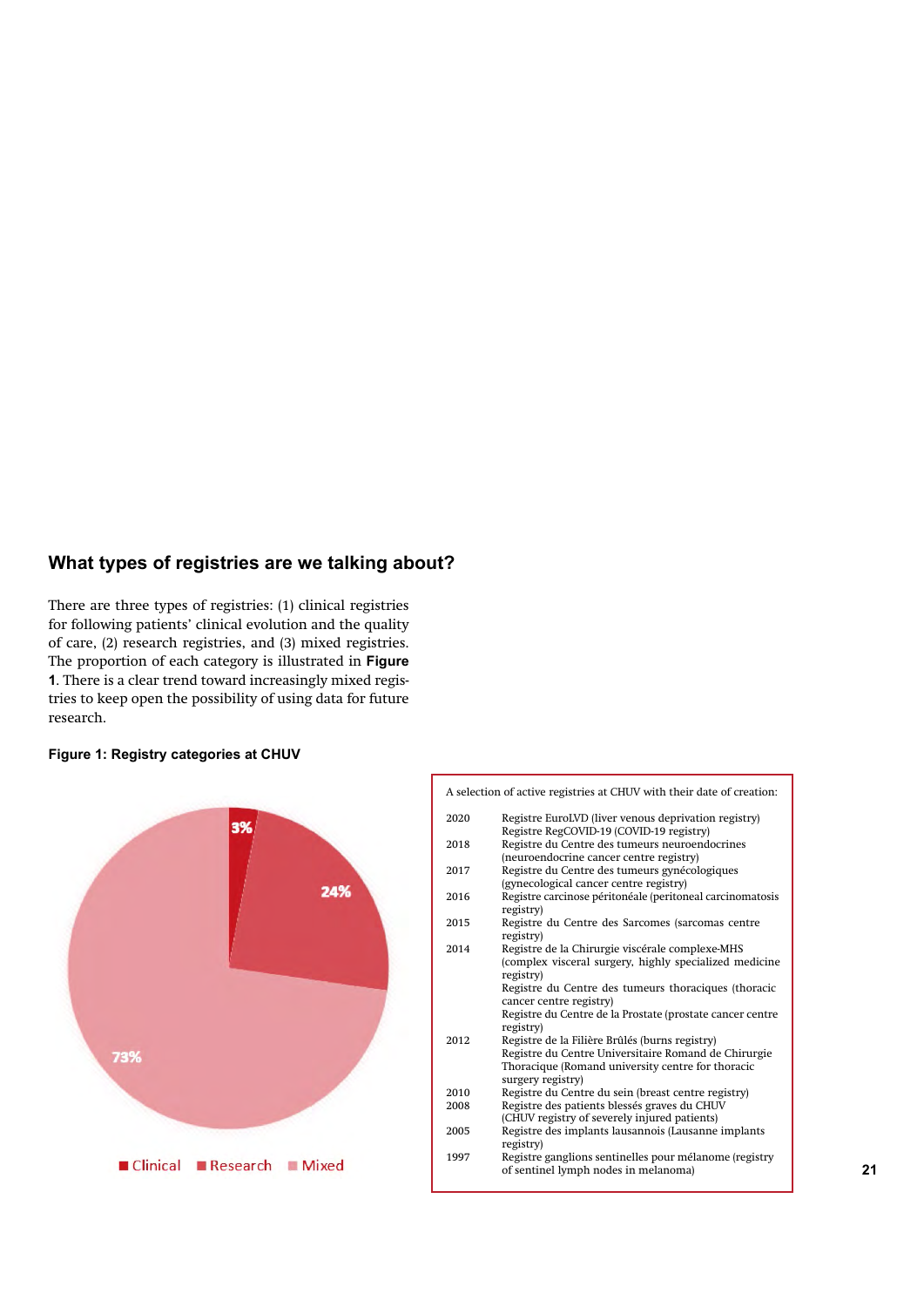## What types of registries are we talking about?

There are three types of registries: (1) clinical registries for following patients' clinical evolution and the quality of care, (2) research registries, and (3) mixed registries. The proportion of each category is illustrated in **Figure 1**. There is a clear trend toward increasingly mixed registries to keep open the possibility of using data for future research.

**Figure 1: Registry categories at CHUV**

Clinical: 3%
Research: 24%
Mixed: 73%

A selection of active registries at CHUV with their date of creation:

| | |
|---|---|
| 2020 | Registre EuroLVD (liver venous deprivation registry)<br>Registre RegCOVID-19 (COVID-19 registry) |
| 2018 | Registre du Centre des tumeurs neuroendocrines (neuroendocrine cancer centre registry) |
| 2017 | Registre du Centre des tumeurs gynécologiques (gynecological cancer centre registry) |
| 2016 | Registre carcinose péritonéale (peritoneal carcinomatosis registry) |
| 2015 | Registre du Centre des Sarcomes (sarcomas centre registry) |
| 2014 | Registre de la Chirurgie viscérale complexe-MHS (complex visceral surgery, highly specialized medicine registry)<br>Registre du Centre des tumeurs thoraciques (thoracic cancer centre registry)<br>Registre du Centre de la Prostate (prostate cancer centre registry) |
| 2012 | Registre de la Filière Brûlés (burns registry)<br>Registre du Centre Universitaire Romand de Chirurgie Thoracique (Romand university centre for thoracic surgery registry) |
| 2010 | Registre du Centre du sein (breast centre registry) |
| 2008 | Registre des patients blessés graves du CHUV (CHUV registry of severely injured patients) |
| 2005 | Registre des implants lausannois (Lausanne implants registry) |
| 1997 | Registre ganglions sentinelles pour mélanome (registry of sentinel lymph nodes in melanoma) |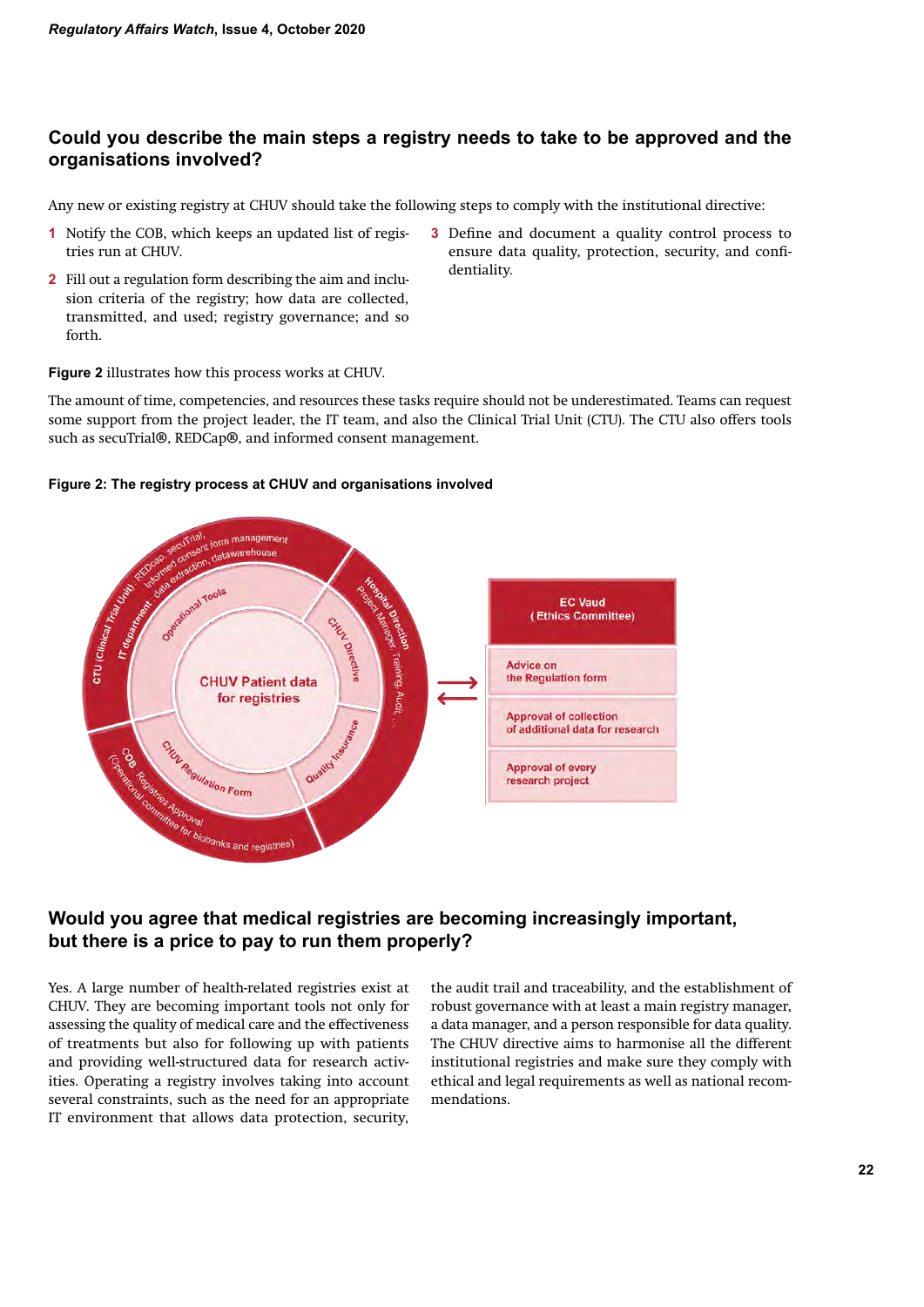## Could you describe the main steps a registry needs to take to be approved and the organisations involved?

Any new or existing registry at CHUV should take the following steps to comply with the institutional directive:

1. Notify the COB, which keeps an updated list of registries run at CHUV.
2. Fill out a regulation form describing the aim and inclusion criteria of the registry; how data are collected, transmitted, and used; registry governance; and so forth.
3. Define and document a quality control process to ensure data quality, protection, security, and confidentiality.

**Figure 2** illustrates how this process works at CHUV.

The amount of time, competencies, and resources these tasks require should not be underestimated. Teams can request some support from the project leader, the IT team, and also the Clinical Trial Unit (CTU). The CTU also offers tools such as secuTrial®, REDCap®, and informed consent management.

**Figure 2: The registry process at CHUV and organisations involved**

CHUV Patient data for registries

- Operational Tools — CTU (Clinical Trial Unit), IT department: REDCap, secuTrial, informed consent form management, data extraction, datawarehouse
- CHUV Directive — Hospital Direction: Project Manager, Training, Audit, ...
- Quality Insurance
- CHUV Regulation Form — COB: Registries Approval (Operational Committee for biobanks and registries)

EC Vaud (Ethics Committee)
- Advice on the Regulation form
- Approval of collection of additional data for research
- Approval of every research project

## Would you agree that medical registries are becoming increasingly important, but there is a price to pay to run them properly?

Yes. A large number of health-related registries exist at CHUV. They are becoming important tools not only for assessing the quality of medical care and the effectiveness of treatments but also for following up with patients and providing well-structured data for research activities. Operating a registry involves taking into account several constraints, such as the need for an appropriate IT environment that allows data protection, security, the audit trail and traceability, and the establishment of robust governance with at least a main registry manager, a data manager, and a person responsible for data quality. The CHUV directive aims to harmonise all the different institutional registries and make sure they comply with ethical and legal requirements as well as national recommendations.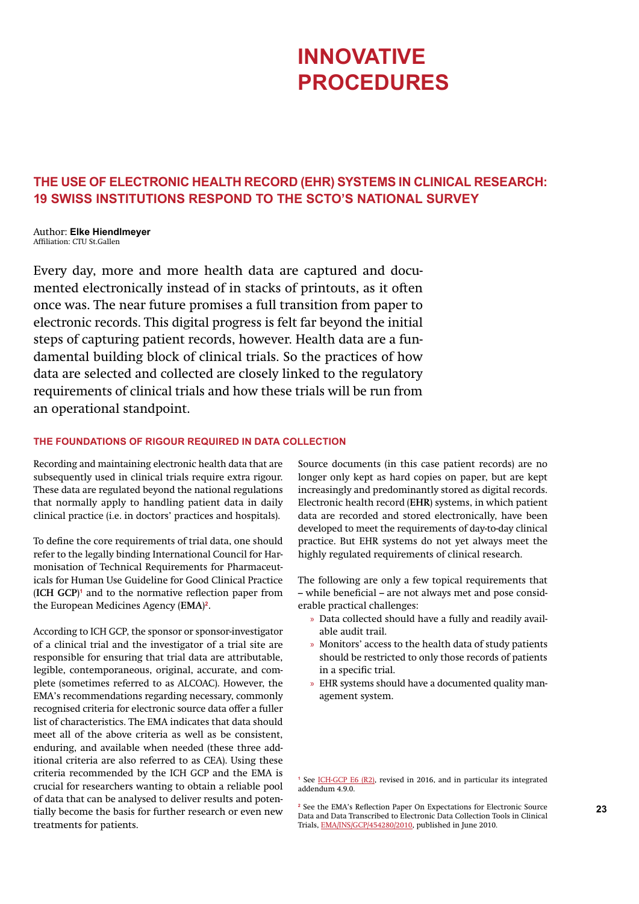# INNOVATIVE PROCEDURES

## THE USE OF ELECTRONIC HEALTH RECORD (EHR) SYSTEMS IN CLINICAL RESEARCH: 19 SWISS INSTITUTIONS RESPOND TO THE SCTO'S NATIONAL SURVEY

Author: **Elke Hiendlmeyer**
Affiliation: CTU St.Gallen

Every day, more and more health data are captured and documented electronically instead of in stacks of printouts, as it often once was. The near future promises a full transition from paper to electronic records. This digital progress is felt far beyond the initial steps of capturing patient records, however. Health data are a fundamental building block of clinical trials. So the practices of how data are selected and collected are closely linked to the regulatory requirements of clinical trials and how these trials will be run from an operational standpoint.

### THE FOUNDATIONS OF RIGOUR REQUIRED IN DATA COLLECTION

Recording and maintaining electronic health data that are subsequently used in clinical trials require extra rigour. These data are regulated beyond the national regulations that normally apply to handling patient data in daily clinical practice (i.e. in doctors' practices and hospitals).

To define the core requirements of trial data, one should refer to the legally binding International Council for Harmonisation of Technical Requirements for Pharmaceuticals for Human Use Guideline for Good Clinical Practice (**ICH GCP**)[1] and to the normative reflection paper from the European Medicines Agency (**EMA**)[2].

According to ICH GCP, the sponsor or sponsor-investigator of a clinical trial and the investigator of a trial site are responsible for ensuring that trial data are attributable, legible, contemporaneous, original, accurate, and complete (sometimes referred to as ALCOAC). However, the EMA's recommendations regarding necessary, commonly recognised criteria for electronic source data offer a fuller list of characteristics. The EMA indicates that data should meet all of the above criteria as well as be consistent, enduring, and available when needed (these three additional criteria are also referred to as CEA). Using these criteria recommended by the ICH GCP and the EMA is crucial for researchers wanting to obtain a reliable pool of data that can be analysed to deliver results and potentially become the basis for further research or even new treatments for patients.

Source documents (in this case patient records) are no longer only kept as hard copies on paper, but are kept increasingly and predominantly stored as digital records. Electronic health record (**EHR**) systems, in which patient data are recorded and stored electronically, have been developed to meet the requirements of day-to-day clinical practice. But EHR systems do not yet always meet the highly regulated requirements of clinical research.

The following are only a few topical requirements that – while beneficial – are not always met and pose considerable practical challenges:

- Data collected should have a fully and readily available audit trail.
- Monitors' access to the health data of study patients should be restricted to only those records of patients in a specific trial.
- EHR systems should have a documented quality management system.

[1] See ICH-GCP E6 (R2), revised in 2016, and in particular its integrated addendum 4.9.0.

[2] See the EMA's Reflection Paper On Expectations for Electronic Source Data and Data Transcribed to Electronic Data Collection Tools in Clinical Trials, EMA/INS/GCP/454280/2010, published in June 2010.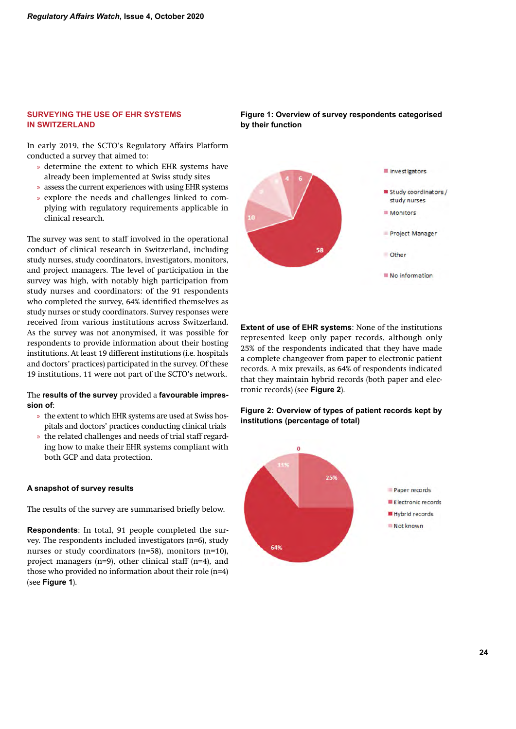## SURVEYING THE USE OF EHR SYSTEMS IN SWITZERLAND

In early 2019, the SCTO's Regulatory Affairs Platform conducted a survey that aimed to:

- determine the extent to which EHR systems have already been implemented at Swiss study sites
- assess the current experiences with using EHR systems
- explore the needs and challenges linked to complying with regulatory requirements applicable in clinical research.

The survey was sent to staff involved in the operational conduct of clinical research in Switzerland, including study nurses, study coordinators, investigators, monitors, and project managers. The level of participation in the survey was high, with notably high participation from study nurses and coordinators: of the 91 respondents who completed the survey, 64% identified themselves as study nurses or study coordinators. Survey responses were received from various institutions across Switzerland. As the survey was not anonymised, it was possible for respondents to provide information about their hosting institutions. At least 19 different institutions (i.e. hospitals and doctors' practices) participated in the survey. Of these 19 institutions, 11 were not part of the SCTO's network.

The **results of the survey** provided a **favourable impression of**:

- the extent to which EHR systems are used at Swiss hospitals and doctors' practices conducting clinical trials
- the related challenges and needs of trial staff regarding how to make their EHR systems compliant with both GCP and data protection.

### A snapshot of survey results

The results of the survey are summarised briefly below.

**Respondents**: In total, 91 people completed the survey. The respondents included investigators (n=6), study nurses or study coordinators (n=58), monitors (n=10), project managers (n=9), other clinical staff (n=4), and those who provided no information about their role (n=4) (see **Figure 1**).

**Figure 1: Overview of survey respondents categorised by their function**

**Extent of use of EHR systems**: None of the institutions represented keep only paper records, although only 25% of the respondents indicated that they have made a complete changeover from paper to electronic patient records. A mix prevails, as 64% of respondents indicated that they maintain hybrid records (both paper and electronic records) (see **Figure 2**).

**Figure 2: Overview of types of patient records kept by institutions (percentage of total)**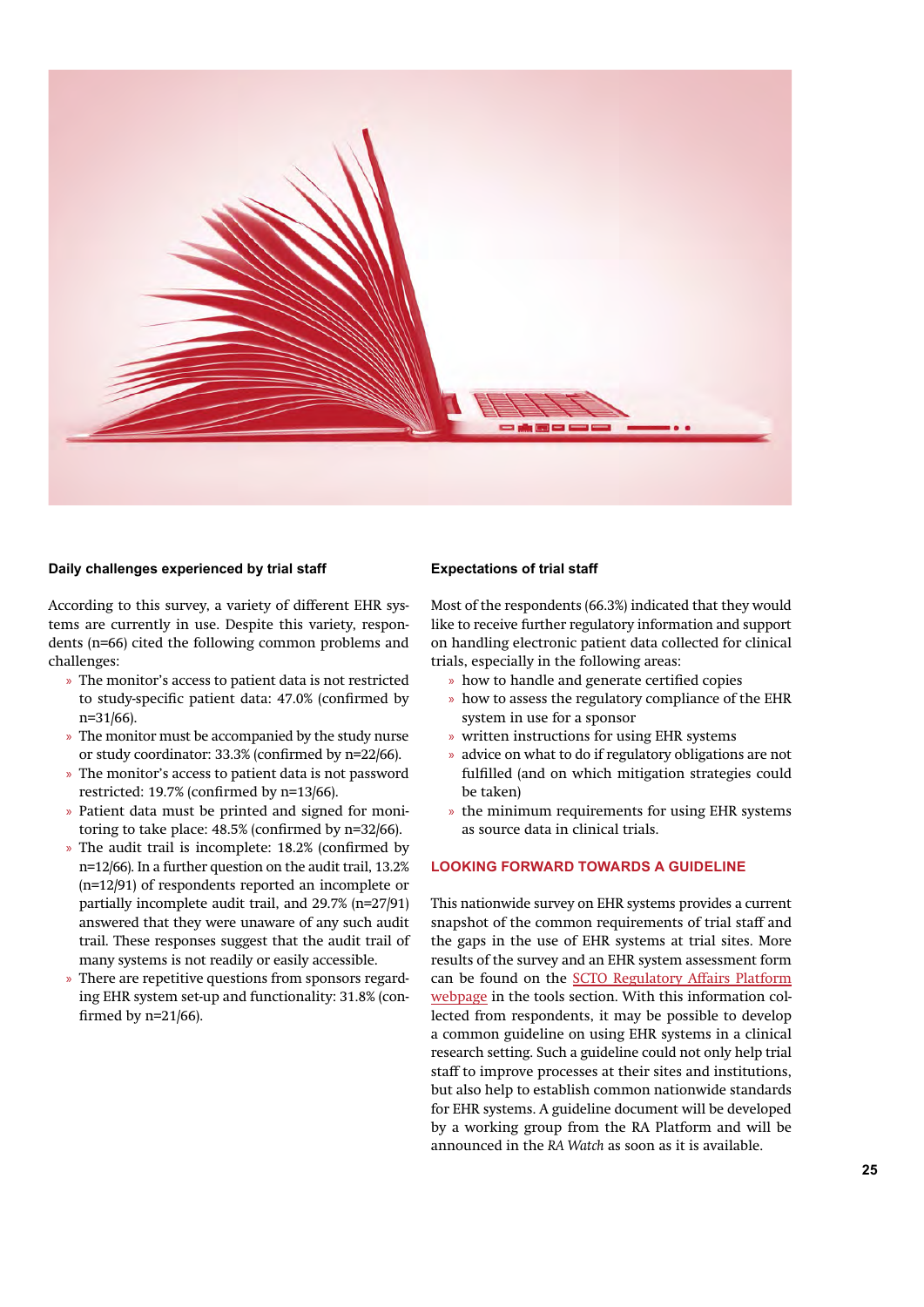### Daily challenges experienced by trial staff

According to this survey, a variety of different EHR systems are currently in use. Despite this variety, respondents (n=66) cited the following common problems and challenges:

- The monitor's access to patient data is not restricted to study-specific patient data: 47.0% (confirmed by n=31/66).
- The monitor must be accompanied by the study nurse or study coordinator: 33.3% (confirmed by n=22/66).
- The monitor's access to patient data is not password restricted: 19.7% (confirmed by n=13/66).
- Patient data must be printed and signed for monitoring to take place: 48.5% (confirmed by n=32/66).
- The audit trail is incomplete: 18.2% (confirmed by n=12/66). In a further question on the audit trail, 13.2% (n=12/91) of respondents reported an incomplete or partially incomplete audit trail, and 29.7% (n=27/91) answered that they were unaware of any such audit trail. These responses suggest that the audit trail of many systems is not readily or easily accessible.
- There are repetitive questions from sponsors regarding EHR system set-up and functionality: 31.8% (confirmed by n=21/66).

### Expectations of trial staff

Most of the respondents (66.3%) indicated that they would like to receive further regulatory information and support on handling electronic patient data collected for clinical trials, especially in the following areas:

- how to handle and generate certified copies
- how to assess the regulatory compliance of the EHR system in use for a sponsor
- written instructions for using EHR systems
- advice on what to do if regulatory obligations are not fulfilled (and on which mitigation strategies could be taken)
- the minimum requirements for using EHR systems as source data in clinical trials.

## LOOKING FORWARD TOWARDS A GUIDELINE

This nationwide survey on EHR systems provides a current snapshot of the common requirements of trial staff and the gaps in the use of EHR systems at trial sites. More results of the survey and an EHR system assessment form can be found on the SCTO Regulatory Affairs Platform webpage in the tools section. With this information collected from respondents, it may be possible to develop a common guideline on using EHR systems in a clinical research setting. Such a guideline could not only help trial staff to improve processes at their sites and institutions, but also help to establish common nationwide standards for EHR systems. A guideline document will be developed by a working group from the RA Platform and will be announced in the *RA Watch* as soon as it is available.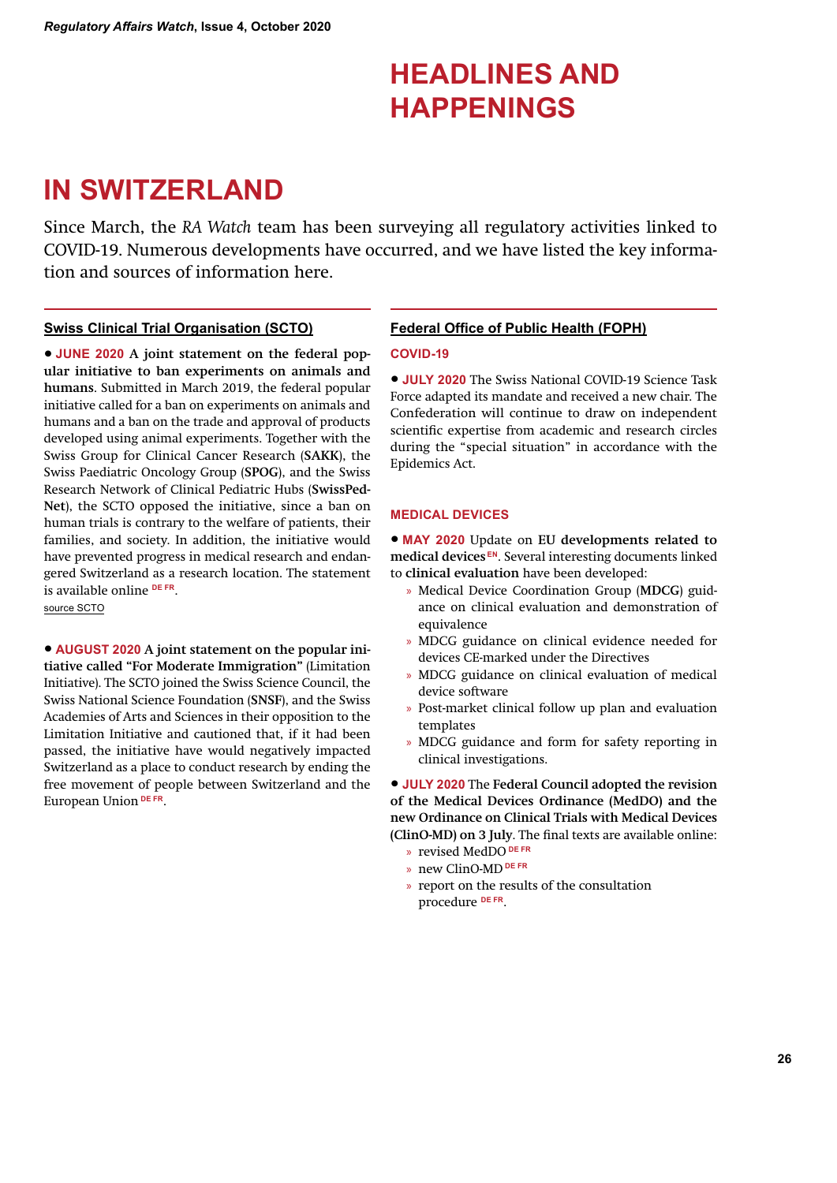# HEADLINES AND HAPPENINGS

## IN SWITZERLAND

Since March, the *RA Watch* team has been surveying all regulatory activities linked to COVID-19. Numerous developments have occurred, and we have listed the key information and sources of information here.

### Swiss Clinical Trial Organisation (SCTO)

• **JUNE 2020** **A joint statement on the federal popular initiative to ban experiments on animals and humans**. Submitted in March 2019, the federal popular initiative called for a ban on experiments on animals and humans and a ban on the trade and approval of products developed using animal experiments. Together with the Swiss Group for Clinical Cancer Research (**SAKK**), the Swiss Paediatric Oncology Group (**SPOG**), and the Swiss Research Network of Clinical Pediatric Hubs (**SwissPedNet**), the SCTO opposed the initiative, since a ban on human trials is contrary to the welfare of patients, their families, and society. In addition, the initiative would have prevented progress in medical research and endangered Switzerland as a research location. The statement is available online DE FR.

source SCTO

• **AUGUST 2020** **A joint statement on the popular initiative called "For Moderate Immigration"** (Limitation Initiative). The SCTO joined the Swiss Science Council, the Swiss National Science Foundation (**SNSF**), and the Swiss Academies of Arts and Sciences in their opposition to the Limitation Initiative and cautioned that, if it had been passed, the initiative have would negatively impacted Switzerland as a place to conduct research by ending the free movement of people between Switzerland and the European Union DE FR.

### Federal Office of Public Health (FOPH)

#### COVID-19

• **JULY 2020** The Swiss National COVID-19 Science Task Force adapted its mandate and received a new chair. The Confederation will continue to draw on independent scientific expertise from academic and research circles during the "special situation" in accordance with the Epidemics Act.

#### MEDICAL DEVICES

• **MAY 2020** Update on **EU developments related to medical devices** EN. Several interesting documents linked to **clinical evaluation** have been developed:

- Medical Device Coordination Group (**MDCG**) guidance on clinical evaluation and demonstration of equivalence
- MDCG guidance on clinical evidence needed for devices CE-marked under the Directives
- MDCG guidance on clinical evaluation of medical device software
- Post-market clinical follow up plan and evaluation templates
- MDCG guidance and form for safety reporting in clinical investigations.

• **JULY 2020** The **Federal Council adopted the revision of the Medical Devices Ordinance (MedDO) and the new Ordinance on Clinical Trials with Medical Devices (ClinO-MD) on 3 July**. The final texts are available online:

- revised MedDO DE FR
- new ClinO-MD DE FR
- report on the results of the consultation procedure DE FR.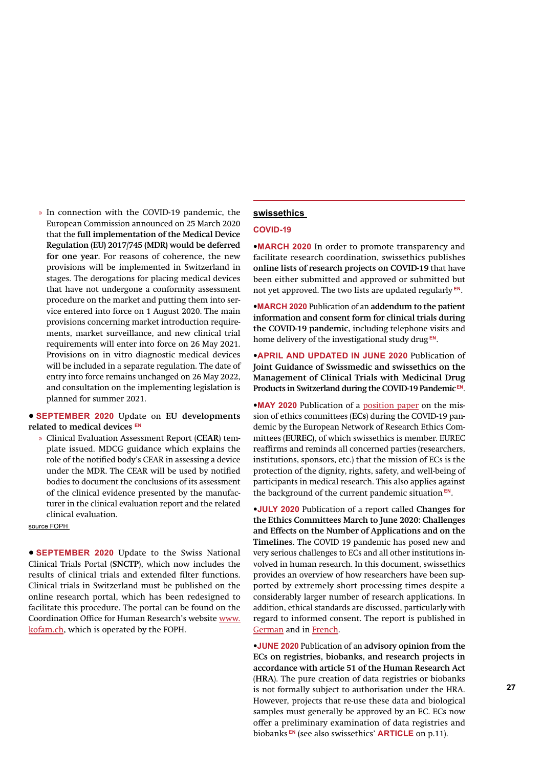- In connection with the COVID-19 pandemic, the European Commission announced on 25 March 2020 that the **full implementation of the Medical Device Regulation (EU) 2017/745 (MDR) would be deferred for one year**. For reasons of coherence, the new provisions will be implemented in Switzerland in stages. The derogations for placing medical devices that have not undergone a conformity assessment procedure on the market and putting them into service entered into force on 1 August 2020. The main provisions concerning market introduction requirements, market surveillance, and new clinical trial requirements will enter into force on 26 May 2021. Provisions on in vitro diagnostic medical devices will be included in a separate regulation. The date of entry into force remains unchanged on 26 May 2022, and consultation on the implementing legislation is planned for summer 2021.

• **SEPTEMBER 2020** Update on **EU developments related to medical devices** EN

- Clinical Evaluation Assessment Report (**CEAR**) template issued. MDCG guidance which explains the role of the notified body's CEAR in assessing a device under the MDR. The CEAR will be used by notified bodies to document the conclusions of its assessment of the clinical evidence presented by the manufacturer in the clinical evaluation report and the related clinical evaluation.

source FOPH

• **SEPTEMBER 2020** Update to the Swiss National Clinical Trials Portal (**SNCTP**), which now includes the results of clinical trials and extended filter functions. Clinical trials in Switzerland must be published on the online research portal, which has been redesigned to facilitate this procedure. The portal can be found on the Coordination Office for Human Research's website www.kofam.ch, which is operated by the FOPH.

## swissethics

### COVID-19

• **MARCH 2020** In order to promote transparency and facilitate research coordination, swissethics publishes **online lists of research projects on COVID-19** that have been either submitted and approved or submitted but not yet approved. The two lists are updated regularly EN.

• **MARCH 2020** Publication of an **addendum to the patient information and consent form for clinical trials during the COVID-19 pandemic**, including telephone visits and home delivery of the investigational study drug EN.

• **APRIL AND UPDATED IN JUNE 2020** Publication of **Joint Guidance of Swissmedic and swissethics on the Management of Clinical Trials with Medicinal Drug Products in Switzerland during the COVID-19 Pandemic** EN.

• **MAY 2020** Publication of a position paper on the mission of ethics committees (**ECs**) during the COVID-19 pandemic by the European Network of Research Ethics Committees (**EUREC**), of which swissethics is member. EUREC reaffirms and reminds all concerned parties (researchers, institutions, sponsors, etc.) that the mission of ECs is the protection of the dignity, rights, safety, and well-being of participants in medical research. This also applies against the background of the current pandemic situation EN.

• **JULY 2020** Publication of a report called **Changes for the Ethics Committees March to June 2020: Challenges and Effects on the Number of Applications and on the Timelines.** The COVID 19 pandemic has posed new and very serious challenges to ECs and all other institutions involved in human research. In this document, swissethics provides an overview of how researchers have been supported by extremely short processing times despite a considerably larger number of research applications. In addition, ethical standards are discussed, particularly with regard to informed consent. The report is published in German and in French.

• **JUNE 2020** Publication of an **advisory opinion from the ECs on registries, biobanks, and research projects in accordance with article 51 of the Human Research Act** (**HRA**). The pure creation of data registries or biobanks is not formally subject to authorisation under the HRA. However, projects that re-use these data and biological samples must generally be approved by an EC. ECs now offer a preliminary examination of data registries and biobanks EN (see also swissethics' **ARTICLE** on p.11).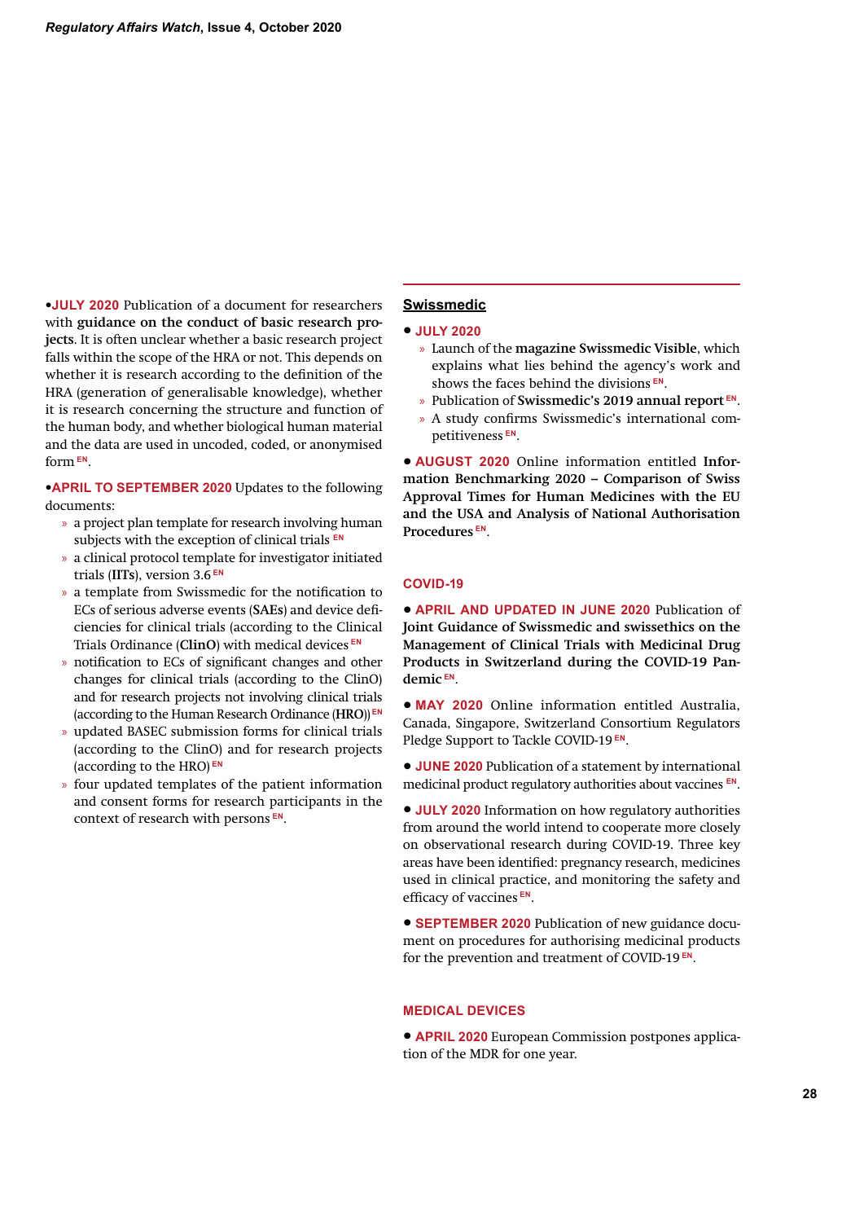•**JULY 2020** Publication of a document for researchers with **guidance on the conduct of basic research projects**. It is often unclear whether a basic research project falls within the scope of the HRA or not. This depends on whether it is research according to the definition of the HRA (generation of generalisable knowledge), whether it is research concerning the structure and function of the human body, and whether biological human material and the data are used in uncoded, coded, or anonymised form [EN].

•**APRIL TO SEPTEMBER 2020** Updates to the following documents:

- a project plan template for research involving human subjects with the exception of clinical trials [EN]
- a clinical protocol template for investigator initiated trials (**IITs**), version 3.6 [EN]
- a template from Swissmedic for the notification to ECs of serious adverse events (**SAEs**) and device deficiencies for clinical trials (according to the Clinical Trials Ordinance (**ClinO**) with medical devices [EN]
- notification to ECs of significant changes and other changes for clinical trials (according to the ClinO) and for research projects not involving clinical trials (according to the Human Research Ordinance (**HRO**)) [EN]
- updated BASEC submission forms for clinical trials (according to the ClinO) and for research projects (according to the HRO) [EN]
- four updated templates of the patient information and consent forms for research participants in the context of research with persons [EN].

## Swissmedic

• **JULY 2020**

- Launch of the **magazine Swissmedic Visible**, which explains what lies behind the agency's work and shows the faces behind the divisions [EN].
- Publication of **Swissmedic's 2019 annual report** [EN].
- A study confirms Swissmedic's international competitiveness [EN].

• **AUGUST 2020** Online information entitled **Information Benchmarking 2020 – Comparison of Swiss Approval Times for Human Medicines with the EU and the USA and Analysis of National Authorisation Procedures** [EN].

## COVID-19

• **APRIL AND UPDATED IN JUNE 2020** Publication of **Joint Guidance of Swissmedic and swissethics on the Management of Clinical Trials with Medicinal Drug Products in Switzerland during the COVID-19 Pandemic** [EN].

• **MAY 2020** Online information entitled Australia, Canada, Singapore, Switzerland Consortium Regulators Pledge Support to Tackle COVID-19 [EN].

• **JUNE 2020** Publication of a statement by international medicinal product regulatory authorities about vaccines [EN].

• **JULY 2020** Information on how regulatory authorities from around the world intend to cooperate more closely on observational research during COVID-19. Three key areas have been identified: pregnancy research, medicines used in clinical practice, and monitoring the safety and efficacy of vaccines [EN].

• **SEPTEMBER 2020** Publication of new guidance document on procedures for authorising medicinal products for the prevention and treatment of COVID-19 [EN].

## MEDICAL DEVICES

• **APRIL 2020** European Commission postpones application of the MDR for one year.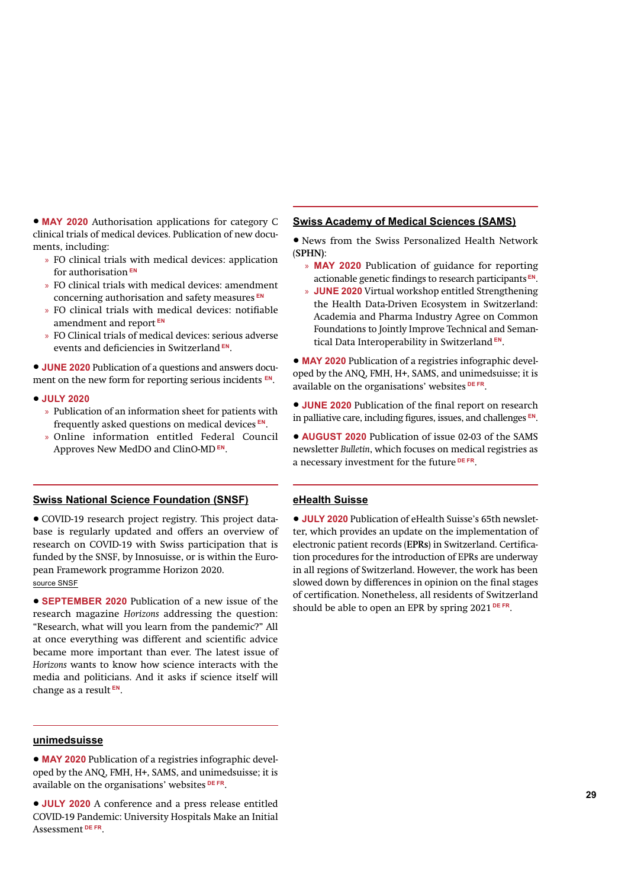• **MAY 2020** Authorisation applications for category C clinical trials of medical devices. Publication of new documents, including:

- FO clinical trials with medical devices: application for authorisation EN
- FO clinical trials with medical devices: amendment concerning authorisation and safety measures EN
- FO clinical trials with medical devices: notifiable amendment and report EN
- FO Clinical trials of medical devices: serious adverse events and deficiencies in Switzerland EN.

• **JUNE 2020** Publication of a questions and answers document on the new form for reporting serious incidents EN.

• **JULY 2020**

- Publication of an information sheet for patients with frequently asked questions on medical devices EN.
- Online information entitled Federal Council Approves New MedDO and ClinO-MD EN.

## Swiss National Science Foundation (SNSF)

• COVID-19 research project registry. This project database is regularly updated and offers an overview of research on COVID-19 with Swiss participation that is funded by the SNSF, by Innosuisse, or is within the European Framework programme Horizon 2020.
source SNSF

• **SEPTEMBER 2020** Publication of a new issue of the research magazine *Horizons* addressing the question: "Research, what will you learn from the pandemic?" All at once everything was different and scientific advice became more important than ever. The latest issue of *Horizons* wants to know how science interacts with the media and politicians. And it asks if science itself will change as a result EN.

## unimedsuisse

• **MAY 2020** Publication of a registries infographic developed by the ANQ, FMH, H+, SAMS, and unimedsuisse; it is available on the organisations' websites DE FR.

• **JULY 2020** A conference and a press release entitled COVID-19 Pandemic: University Hospitals Make an Initial Assessment DE FR.

## Swiss Academy of Medical Sciences (SAMS)

• News from the Swiss Personalized Health Network (**SPHN**):

- **MAY 2020** Publication of guidance for reporting actionable genetic findings to research participants EN.
- **JUNE 2020** Virtual workshop entitled Strengthening the Health Data-Driven Ecosystem in Switzerland: Academia and Pharma Industry Agree on Common Foundations to Jointly Improve Technical and Semantical Data Interoperability in Switzerland EN.

• **MAY 2020** Publication of a registries infographic developed by the ANQ, FMH, H+, SAMS, and unimedsuisse; it is available on the organisations' websites DE FR.

• **JUNE 2020** Publication of the final report on research in palliative care, including figures, issues, and challenges EN.

• **AUGUST 2020** Publication of issue 02-03 of the SAMS newsletter *Bulletin*, which focuses on medical registries as a necessary investment for the future DE FR.

## eHealth Suisse

• **JULY 2020** Publication of eHealth Suisse's 65th newsletter, which provides an update on the implementation of electronic patient records (**EPRs**) in Switzerland. Certification procedures for the introduction of EPRs are underway in all regions of Switzerland. However, the work has been slowed down by differences in opinion on the final stages of certification. Nonetheless, all residents of Switzerland should be able to open an EPR by spring 2021 DE FR.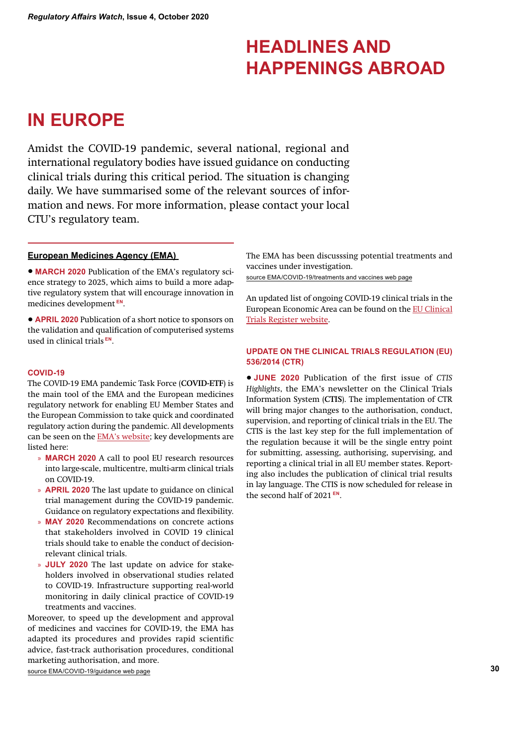# HEADLINES AND HAPPENINGS ABROAD

## IN EUROPE

Amidst the COVID-19 pandemic, several national, regional and international regulatory bodies have issued guidance on conducting clinical trials during this critical period. The situation is changing daily. We have summarised some of the relevant sources of information and news. For more information, please contact your local CTU's regulatory team.

### European Medicines Agency (EMA)

- **MARCH 2020** Publication of the EMA's regulatory science strategy to 2025, which aims to build a more adaptive regulatory system that will encourage innovation in medicines development EN.

- **APRIL 2020** Publication of a short notice to sponsors on the validation and qualification of computerised systems used in clinical trials EN.

#### COVID-19

The COVID-19 EMA pandemic Task Force (**COVID-ETF**) is the main tool of the EMA and the European medicines regulatory network for enabling EU Member States and the European Commission to take quick and coordinated regulatory action during the pandemic. All developments can be seen on the EMA's website; key developments are listed here:

- **MARCH 2020** A call to pool EU research resources into large-scale, multicentre, multi-arm clinical trials on COVID-19.
- **APRIL 2020** The last update to guidance on clinical trial management during the COVID-19 pandemic. Guidance on regulatory expectations and flexibility.
- **MAY 2020** Recommendations on concrete actions that stakeholders involved in COVID 19 clinical trials should take to enable the conduct of decision-relevant clinical trials.
- **JULY 2020** The last update on advice for stakeholders involved in observational studies related to COVID-19. Infrastructure supporting real-world monitoring in daily clinical practice of COVID-19 treatments and vaccines.

Moreover, to speed up the development and approval of medicines and vaccines for COVID-19, the EMA has adapted its procedures and provides rapid scientific advice, fast-track authorisation procedures, conditional marketing authorisation, and more.

source EMA/COVID-19/guidance web page

The EMA has been discusssing potential treatments and vaccines under investigation.

source EMA/COVID-19/treatments and vaccines web page

An updated list of ongoing COVID-19 clinical trials in the European Economic Area can be found on the EU Clinical Trials Register website.

#### UPDATE ON THE CLINICAL TRIALS REGULATION (EU) 536/2014 (CTR)

- **JUNE 2020** Publication of the first issue of *CTIS Highlights*, the EMA's newsletter on the Clinical Trials Information System (**CTIS**). The implementation of CTR will bring major changes to the authorisation, conduct, supervision, and reporting of clinical trials in the EU. The CTIS is the last key step for the full implementation of the regulation because it will be the single entry point for submitting, assessing, authorising, supervising, and reporting a clinical trial in all EU member states. Reporting also includes the publication of clinical trial results in lay language. The CTIS is now scheduled for release in the second half of 2021 EN.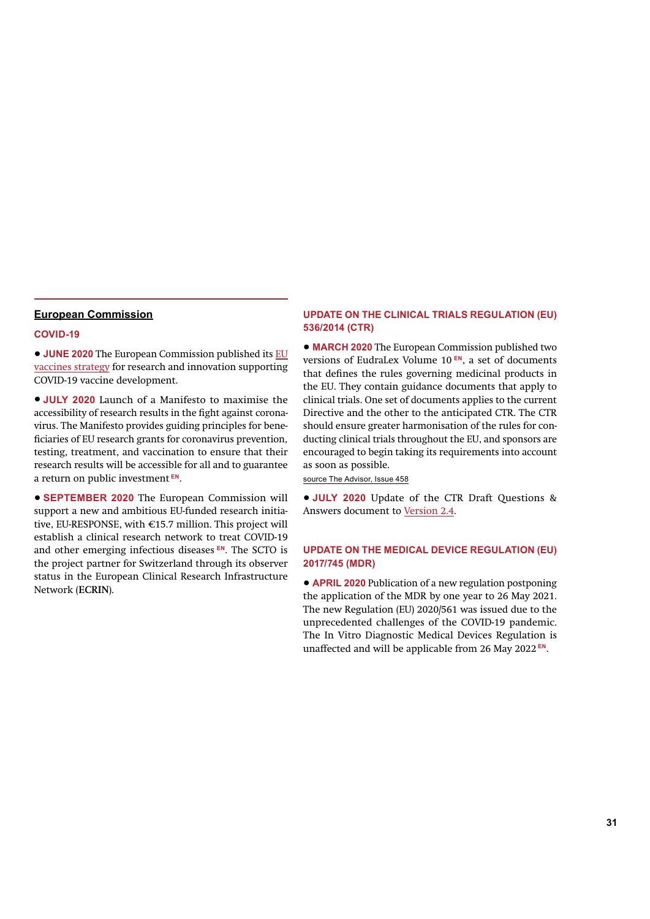## European Commission

### COVID-19

● **JUNE 2020** The European Commission published its EU vaccines strategy for research and innovation supporting COVID-19 vaccine development.

● **JULY 2020** Launch of a Manifesto to maximise the accessibility of research results in the fight against coronavirus. The Manifesto provides guiding principles for beneficiaries of EU research grants for coronavirus prevention, testing, treatment, and vaccination to ensure that their research results will be accessible for all and to guarantee a return on public investment EN.

● **SEPTEMBER 2020** The European Commission will support a new and ambitious EU-funded research initiative, EU-RESPONSE, with €15.7 million. This project will establish a clinical research network to treat COVID-19 and other emerging infectious diseases EN. The SCTO is the project partner for Switzerland through its observer status in the European Clinical Research Infrastructure Network (**ECRIN**).

### UPDATE ON THE CLINICAL TRIALS REGULATION (EU) 536/2014 (CTR)

● **MARCH 2020** The European Commission published two versions of EudraLex Volume 10 EN, a set of documents that defines the rules governing medicinal products in the EU. They contain guidance documents that apply to clinical trials. One set of documents applies to the current Directive and the other to the anticipated CTR. The CTR should ensure greater harmonisation of the rules for conducting clinical trials throughout the EU, and sponsors are encouraged to begin taking its requirements into account as soon as possible.

source The Advisor, Issue 458

● **JULY 2020** Update of the CTR Draft Questions & Answers document to Version 2.4.

### UPDATE ON THE MEDICAL DEVICE REGULATION (EU) 2017/745 (MDR)

● **APRIL 2020** Publication of a new regulation postponing the application of the MDR by one year to 26 May 2021. The new Regulation (EU) 2020/561 was issued due to the unprecedented challenges of the COVID-19 pandemic. The In Vitro Diagnostic Medical Devices Regulation is unaffected and will be applicable from 26 May 2022 EN.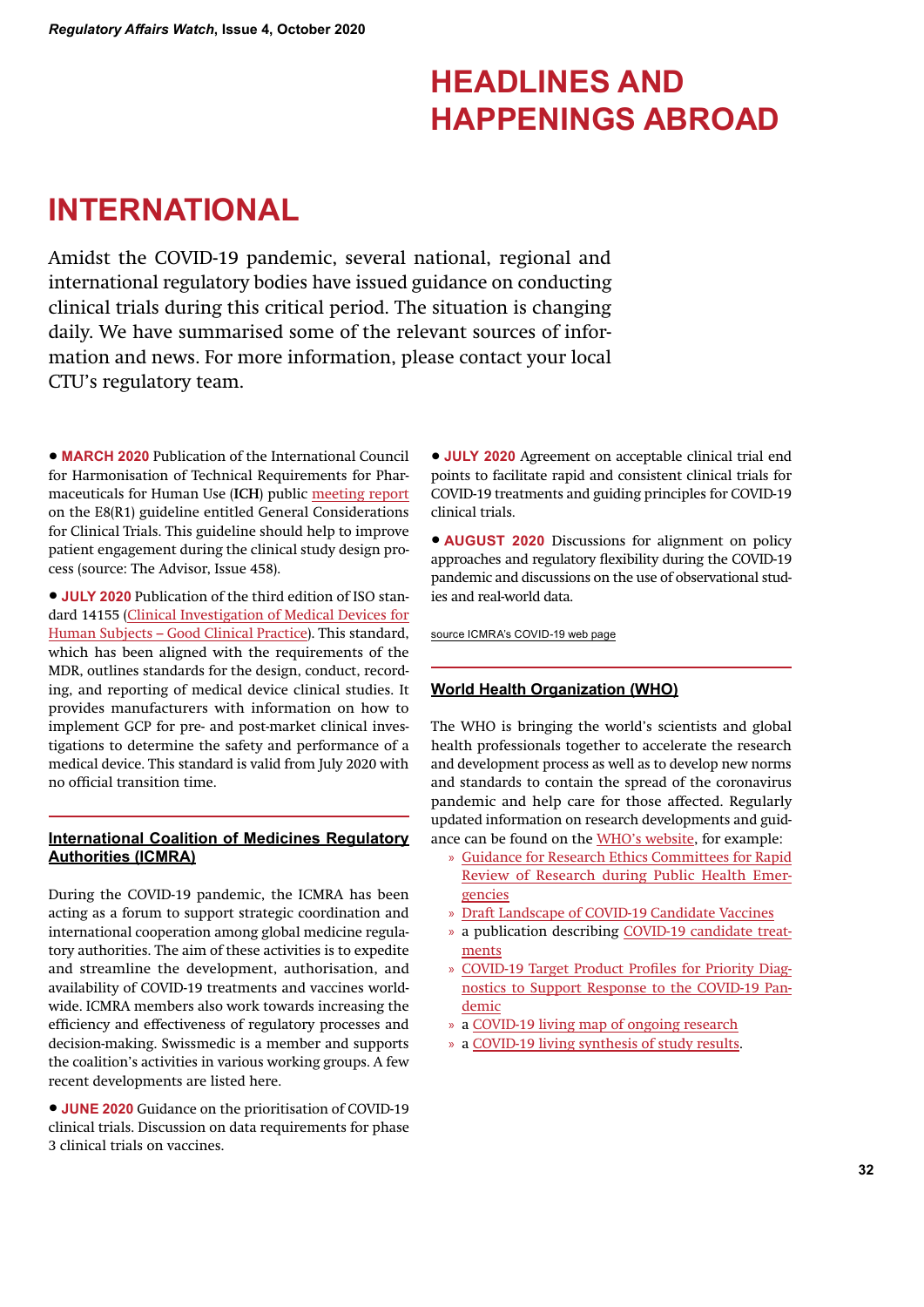# HEADLINES AND HAPPENINGS ABROAD

## INTERNATIONAL

Amidst the COVID-19 pandemic, several national, regional and international regulatory bodies have issued guidance on conducting clinical trials during this critical period. The situation is changing daily. We have summarised some of the relevant sources of information and news. For more information, please contact your local CTU's regulatory team.

- **MARCH 2020** Publication of the International Council for Harmonisation of Technical Requirements for Pharmaceuticals for Human Use (**ICH**) public meeting report on the E8(R1) guideline entitled General Considerations for Clinical Trials. This guideline should help to improve patient engagement during the clinical study design process (source: The Advisor, Issue 458).

- **JULY 2020** Publication of the third edition of ISO standard 14155 (Clinical Investigation of Medical Devices for Human Subjects – Good Clinical Practice). This standard, which has been aligned with the requirements of the MDR, outlines standards for the design, conduct, recording, and reporting of medical device clinical studies. It provides manufacturers with information on how to implement GCP for pre- and post-market clinical investigations to determine the safety and performance of a medical device. This standard is valid from July 2020 with no official transition time.

### International Coalition of Medicines Regulatory Authorities (ICMRA)

During the COVID-19 pandemic, the ICMRA has been acting as a forum to support strategic coordination and international cooperation among global medicine regulatory authorities. The aim of these activities is to expedite and streamline the development, authorisation, and availability of COVID-19 treatments and vaccines worldwide. ICMRA members also work towards increasing the efficiency and effectiveness of regulatory processes and decision-making. Swissmedic is a member and supports the coalition's activities in various working groups. A few recent developments are listed here.

- **JUNE 2020** Guidance on the prioritisation of COVID-19 clinical trials. Discussion on data requirements for phase 3 clinical trials on vaccines.

- **JULY 2020** Agreement on acceptable clinical trial end points to facilitate rapid and consistent clinical trials for COVID-19 treatments and guiding principles for COVID-19 clinical trials.

- **AUGUST 2020** Discussions for alignment on policy approaches and regulatory flexibility during the COVID-19 pandemic and discussions on the use of observational studies and real-world data.

source ICMRA's COVID-19 web page

### World Health Organization (WHO)

The WHO is bringing the world's scientists and global health professionals together to accelerate the research and development process as well as to develop new norms and standards to contain the spread of the coronavirus pandemic and help care for those affected. Regularly updated information on research developments and guidance can be found on the WHO's website, for example:

- Guidance for Research Ethics Committees for Rapid Review of Research during Public Health Emergencies
- Draft Landscape of COVID-19 Candidate Vaccines
- a publication describing COVID-19 candidate treatments
- COVID-19 Target Product Profiles for Priority Diagnostics to Support Response to the COVID-19 Pandemic
- a COVID-19 living map of ongoing research
- a COVID-19 living synthesis of study results.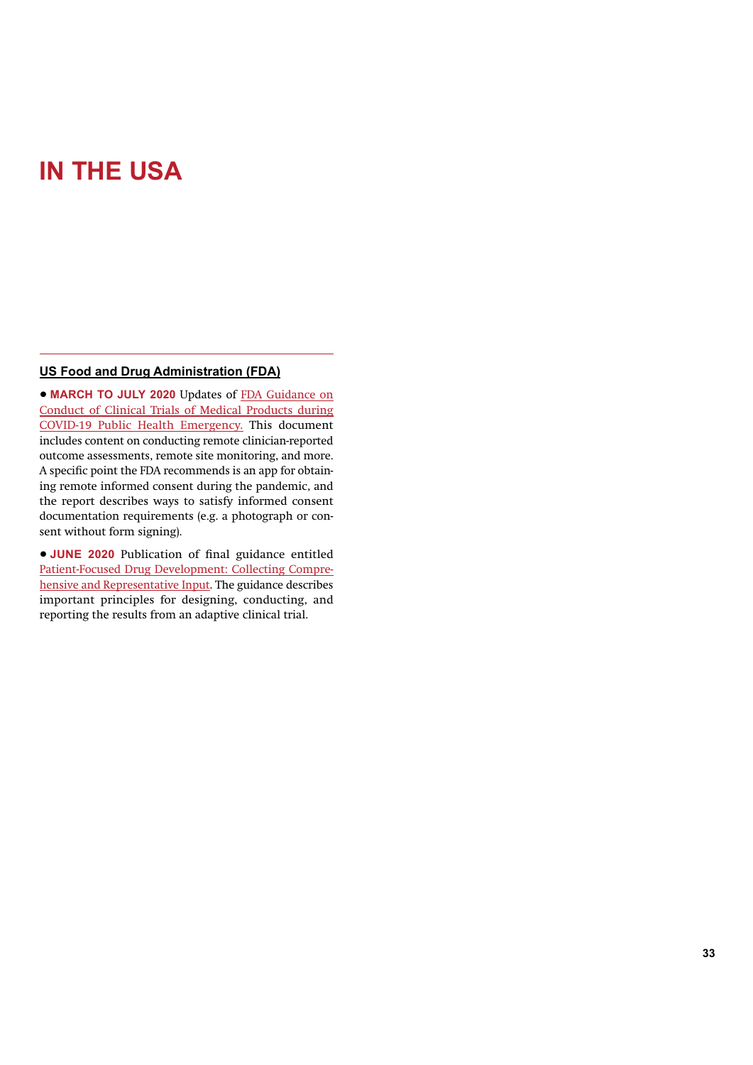# IN THE USA

## US Food and Drug Administration (FDA)

- **MARCH TO JULY 2020** Updates of FDA Guidance on Conduct of Clinical Trials of Medical Products during COVID-19 Public Health Emergency. This document includes content on conducting remote clinician-reported outcome assessments, remote site monitoring, and more. A specific point the FDA recommends is an app for obtaining remote informed consent during the pandemic, and the report describes ways to satisfy informed consent documentation requirements (e.g. a photograph or consent without form signing).

- **JUNE 2020** Publication of final guidance entitled Patient-Focused Drug Development: Collecting Comprehensive and Representative Input. The guidance describes important principles for designing, conducting, and reporting the results from an adaptive clinical trial.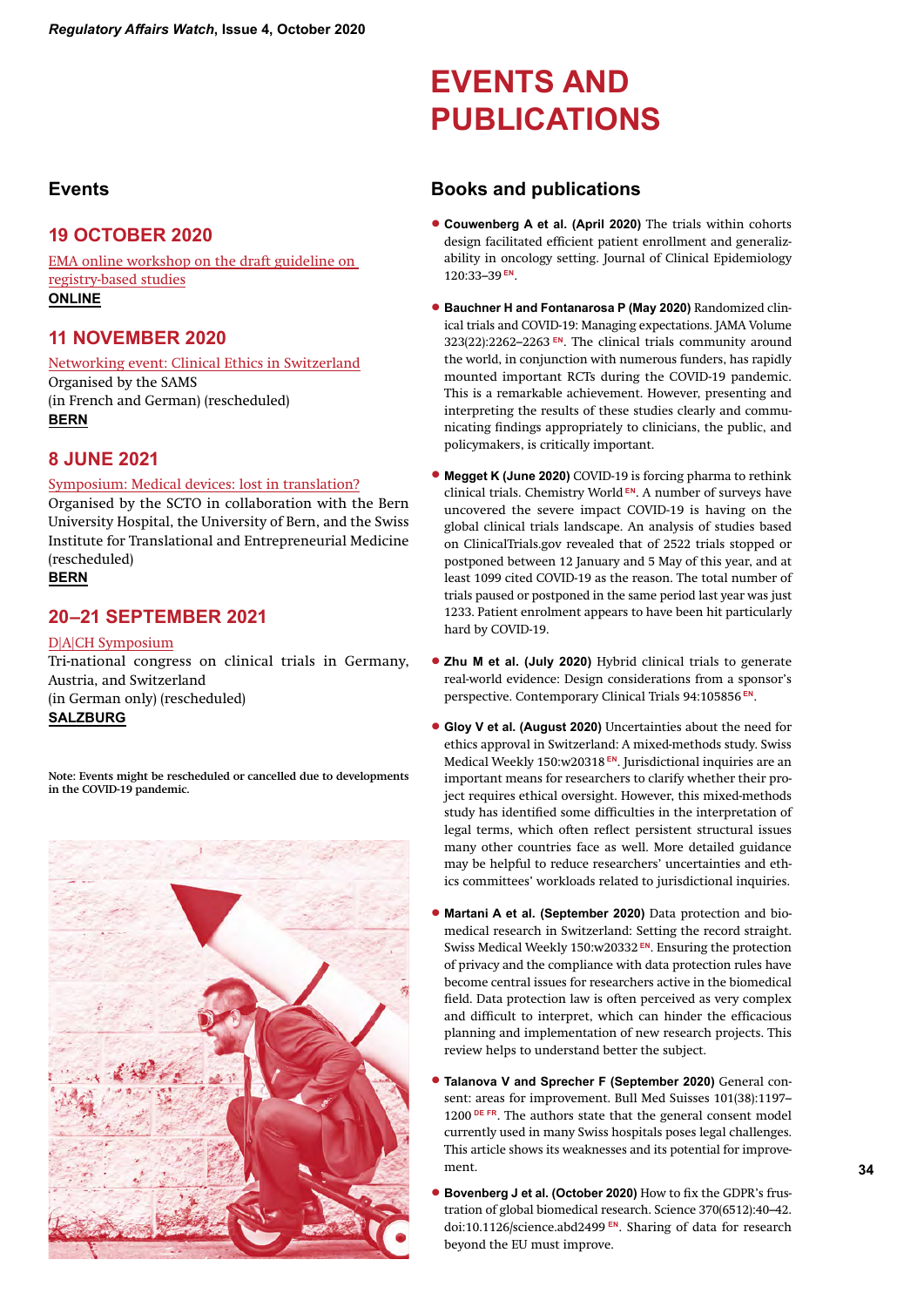# EVENTS AND PUBLICATIONS

## Events

### 19 OCTOBER 2020

EMA online workshop on the draft guideline on registry-based studies
**ONLINE**

### 11 NOVEMBER 2020

Networking event: Clinical Ethics in Switzerland
Organised by the SAMS
(in French and German) (rescheduled)
**BERN**

### 8 JUNE 2021

Symposium: Medical devices: lost in translation?
Organised by the SCTO in collaboration with the Bern University Hospital, the University of Bern, and the Swiss Institute for Translational and Entrepreneurial Medicine (rescheduled)
**BERN**

### 20–21 SEPTEMBER 2021

D|A|CH Symposium
Tri-national congress on clinical trials in Germany, Austria, and Switzerland
(in German only) (rescheduled)
**SALZBURG**

**Note: Events might be rescheduled or cancelled due to developments in the COVID-19 pandemic.**

## Books and publications

- **Couwenberg A et al. (April 2020)** The trials within cohorts design facilitated efficient patient enrollment and generalizability in oncology setting. Journal of Clinical Epidemiology 120:33–39 EN.

- **Bauchner H and Fontanarosa P (May 2020)** Randomized clinical trials and COVID-19: Managing expectations. JAMA Volume 323(22):2262–2263 EN. The clinical trials community around the world, in conjunction with numerous funders, has rapidly mounted important RCTs during the COVID-19 pandemic. This is a remarkable achievement. However, presenting and interpreting the results of these studies clearly and communicating findings appropriately to clinicians, the public, and policymakers, is critically important.

- **Megget K (June 2020)** COVID-19 is forcing pharma to rethink clinical trials. Chemistry World EN. A number of surveys have uncovered the severe impact COVID-19 is having on the global clinical trials landscape. An analysis of studies based on ClinicalTrials.gov revealed that of 2522 trials stopped or postponed between 12 January and 5 May of this year, and at least 1099 cited COVID-19 as the reason. The total number of trials paused or postponed in the same period last year was just 1233. Patient enrolment appears to have been hit particularly hard by COVID-19.

- **Zhu M et al. (July 2020)** Hybrid clinical trials to generate real-world evidence: Design considerations from a sponsor's perspective. Contemporary Clinical Trials 94:105856 EN.

- **Gloy V et al. (August 2020)** Uncertainties about the need for ethics approval in Switzerland: A mixed-methods study. Swiss Medical Weekly 150:w20318 EN. Jurisdictional inquiries are an important means for researchers to clarify whether their project requires ethical oversight. However, this mixed-methods study has identified some difficulties in the interpretation of legal terms, which often reflect persistent structural issues many other countries face as well. More detailed guidance may be helpful to reduce researchers' uncertainties and ethics committees' workloads related to jurisdictional inquiries.

- **Martani A et al. (September 2020)** Data protection and biomedical research in Switzerland: Setting the record straight. Swiss Medical Weekly 150:w20332 EN. Ensuring the protection of privacy and the compliance with data protection rules have become central issues for researchers active in the biomedical field. Data protection law is often perceived as very complex and difficult to interpret, which can hinder the efficacious planning and implementation of new research projects. This review helps to understand better the subject.

- **Talanova V and Sprecher F (September 2020)** General consent: areas for improvement. Bull Med Suisses 101(38):1197–1200 DE FR. The authors state that the general consent model currently used in many Swiss hospitals poses legal challenges. This article shows its weaknesses and its potential for improvement.

- **Bovenberg J et al. (October 2020)** How to fix the GDPR's frustration of global biomedical research. Science 370(6512):40–42. doi:10.1126/science.abd2499 EN. Sharing of data for research beyond the EU must improve.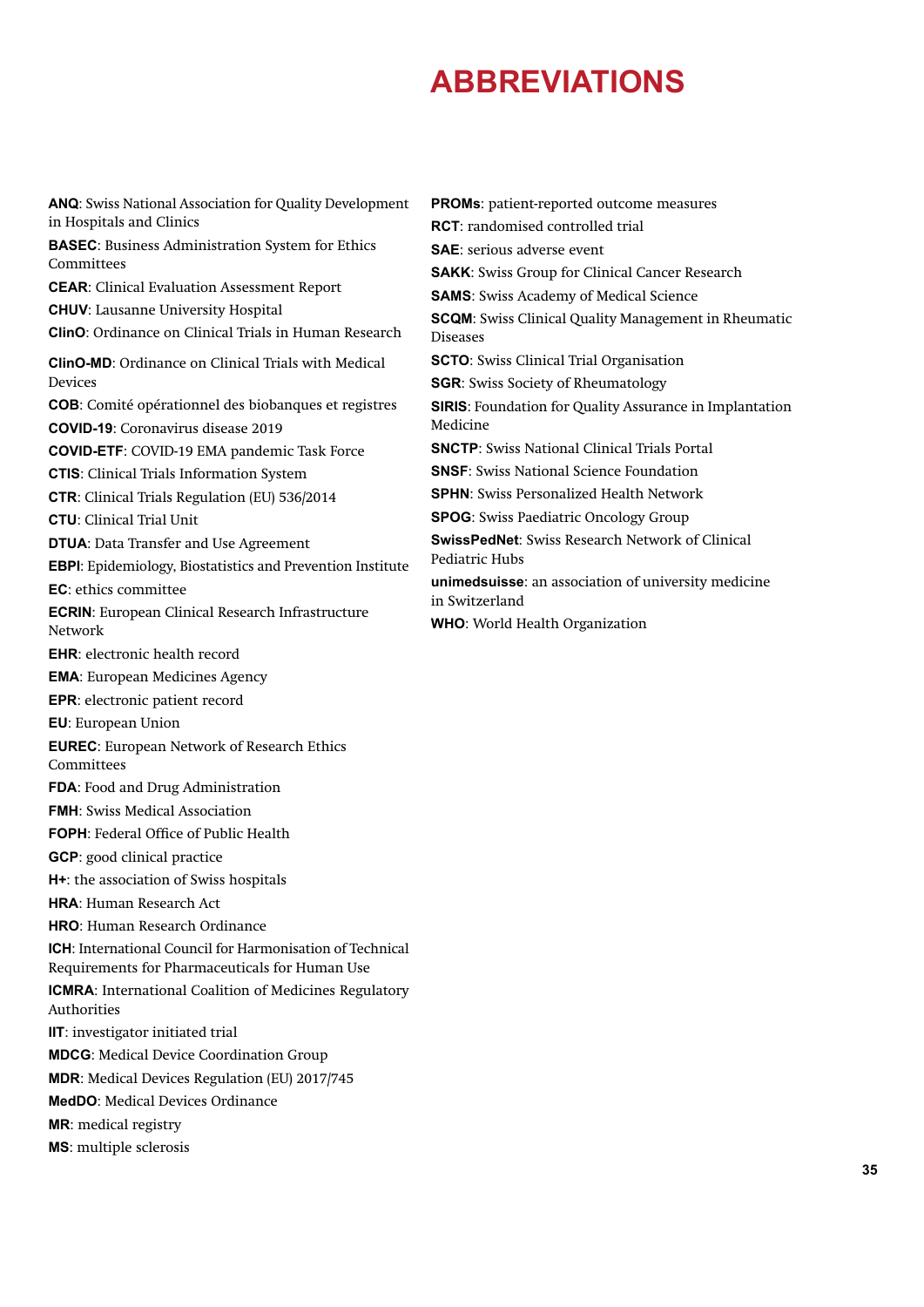# ABBREVIATIONS

**ANQ**: Swiss National Association for Quality Development in Hospitals and Clinics

**BASEC**: Business Administration System for Ethics Committees

**CEAR**: Clinical Evaluation Assessment Report

**CHUV**: Lausanne University Hospital

**ClinO**: Ordinance on Clinical Trials in Human Research

**ClinO-MD**: Ordinance on Clinical Trials with Medical Devices

**COB**: Comité opérationnel des biobanques et registres

**COVID-19**: Coronavirus disease 2019

**COVID-ETF**: COVID-19 EMA pandemic Task Force

**CTIS**: Clinical Trials Information System

**CTR**: Clinical Trials Regulation (EU) 536/2014

**CTU**: Clinical Trial Unit

**DTUA**: Data Transfer and Use Agreement

**EBPI**: Epidemiology, Biostatistics and Prevention Institute

**EC**: ethics committee

**ECRIN**: European Clinical Research Infrastructure Network

**EHR**: electronic health record

**EMA**: European Medicines Agency

**EPR**: electronic patient record

**EU**: European Union

**EUREC**: European Network of Research Ethics Committees

**FDA**: Food and Drug Administration

**FMH**: Swiss Medical Association

**FOPH**: Federal Office of Public Health

**GCP**: good clinical practice

**H+**: the association of Swiss hospitals

**HRA**: Human Research Act

**HRO**: Human Research Ordinance

**ICH**: International Council for Harmonisation of Technical Requirements for Pharmaceuticals for Human Use

**ICMRA**: International Coalition of Medicines Regulatory Authorities

**IIT**: investigator initiated trial

**MDCG**: Medical Device Coordination Group

**MDR**: Medical Devices Regulation (EU) 2017/745

**MedDO**: Medical Devices Ordinance

**MR**: medical registry

**MS**: multiple sclerosis

**PROMs**: patient-reported outcome measures

**RCT**: randomised controlled trial

**SAE**: serious adverse event

**SAKK**: Swiss Group for Clinical Cancer Research

**SAMS**: Swiss Academy of Medical Science

**SCQM**: Swiss Clinical Quality Management in Rheumatic Diseases

**SCTO**: Swiss Clinical Trial Organisation

**SGR**: Swiss Society of Rheumatology

**SIRIS**: Foundation for Quality Assurance in Implantation Medicine

**SNCTP**: Swiss National Clinical Trials Portal

**SNSF**: Swiss National Science Foundation

**SPHN**: Swiss Personalized Health Network

**SPOG**: Swiss Paediatric Oncology Group

**SwissPedNet**: Swiss Research Network of Clinical Pediatric Hubs

**unimedsuisse**: an association of university medicine in Switzerland

**WHO**: World Health Organization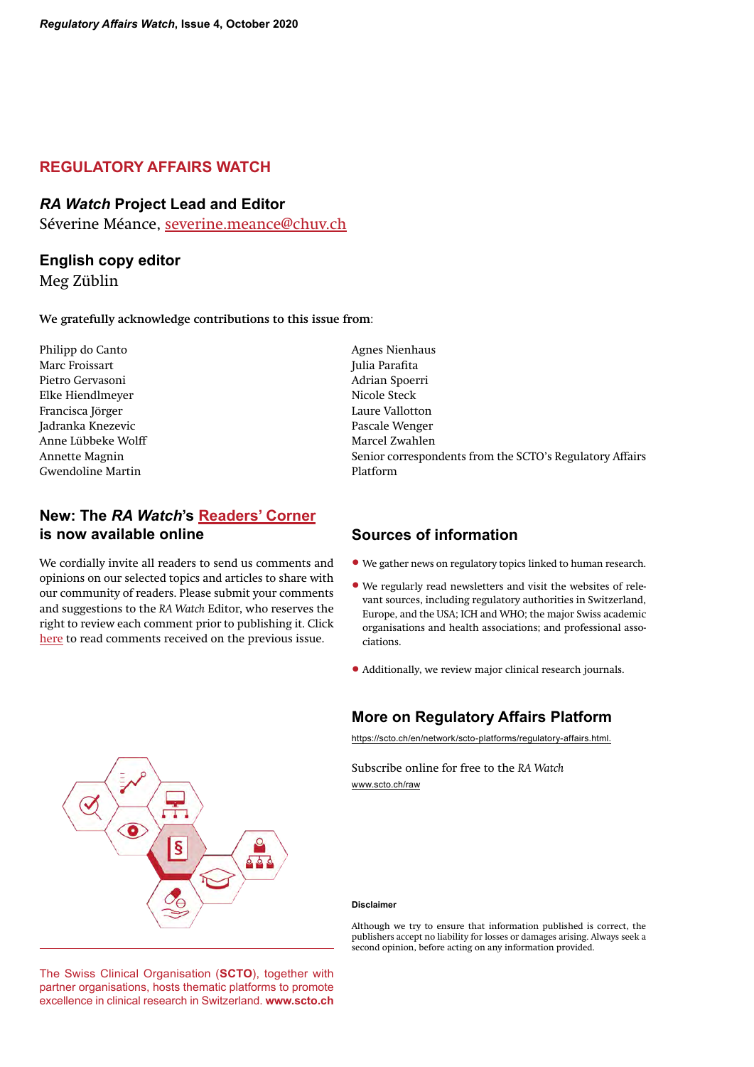# REGULATORY AFFAIRS WATCH

## *RA Watch* Project Lead and Editor

Séverine Méance, severine.meance@chuv.ch

## English copy editor

Meg Züblin

**We gratefully acknowledge contributions to this issue from:**

Philipp do Canto
Marc Froissart
Pietro Gervasoni
Elke Hiendlmeyer
Francisca Jörger
Jadranka Knezevic
Anne Lübbeke Wolff
Annette Magnin
Gwendoline Martin
Agnes Nienhaus
Julia Parafita
Adrian Spoerri
Nicole Steck
Laure Vallotton
Pascale Wenger
Marcel Zwahlen
Senior correspondents from the SCTO's Regulatory Affairs Platform

## New: The *RA Watch*'s Readers' Corner is now available online

We cordially invite all readers to send us comments and opinions on our selected topics and articles to share with our community of readers. Please submit your comments and suggestions to the *RA Watch* Editor, who reserves the right to review each comment prior to publishing it. Click here to read comments received on the previous issue.

## Sources of information

- We gather news on regulatory topics linked to human research.
- We regularly read newsletters and visit the websites of relevant sources, including regulatory authorities in Switzerland, Europe, and the USA; ICH and WHO; the major Swiss academic organisations and health associations; and professional associations.
- Additionally, we review major clinical research journals.

## More on Regulatory Affairs Platform

https://scto.ch/en/network/scto-platforms/regulatory-affairs.html.

Subscribe online for free to the *RA Watch*
www.scto.ch/raw

**Disclaimer**

Although we try to ensure that information published is correct, the publishers accept no liability for losses or damages arising. Always seek a second opinion, before acting on any information provided.

The Swiss Clinical Organisation (**SCTO**), together with partner organisations, hosts thematic platforms to promote excellence in clinical research in Switzerland. **www.scto.ch**